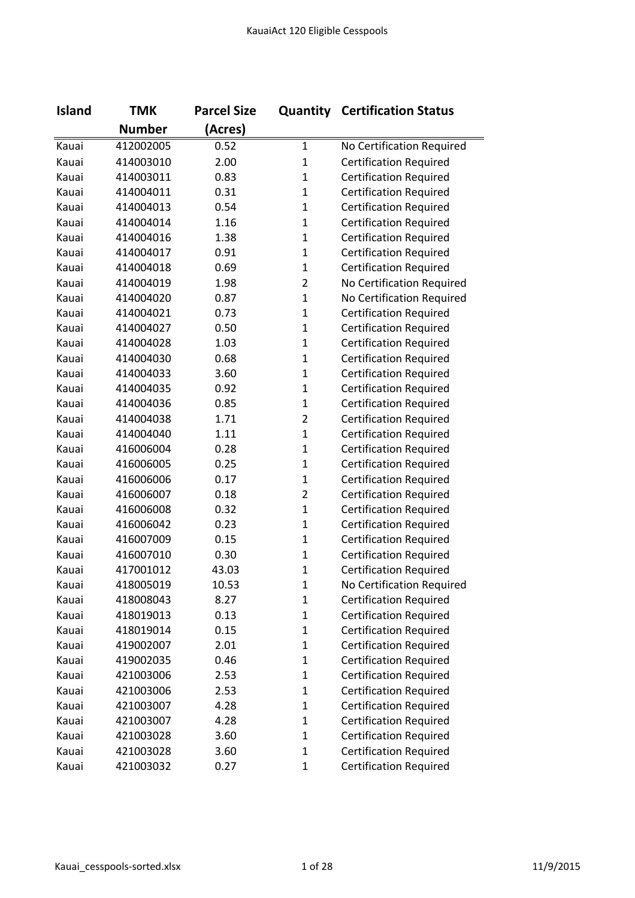| Island | TMK Number | Parcel Size (Acres) | Quantity | Certification Status |
|---|---|---|---|---|
| Kauai | 412002005 | 0.52 | 1 | No Certification Required |
| Kauai | 414003010 | 2.00 | 1 | Certification Required |
| Kauai | 414003011 | 0.83 | 1 | Certification Required |
| Kauai | 414004011 | 0.31 | 1 | Certification Required |
| Kauai | 414004013 | 0.54 | 1 | Certification Required |
| Kauai | 414004014 | 1.16 | 1 | Certification Required |
| Kauai | 414004016 | 1.38 | 1 | Certification Required |
| Kauai | 414004017 | 0.91 | 1 | Certification Required |
| Kauai | 414004018 | 0.69 | 1 | Certification Required |
| Kauai | 414004019 | 1.98 | 2 | No Certification Required |
| Kauai | 414004020 | 0.87 | 1 | No Certification Required |
| Kauai | 414004021 | 0.73 | 1 | Certification Required |
| Kauai | 414004027 | 0.50 | 1 | Certification Required |
| Kauai | 414004028 | 1.03 | 1 | Certification Required |
| Kauai | 414004030 | 0.68 | 1 | Certification Required |
| Kauai | 414004033 | 3.60 | 1 | Certification Required |
| Kauai | 414004035 | 0.92 | 1 | Certification Required |
| Kauai | 414004036 | 0.85 | 1 | Certification Required |
| Kauai | 414004038 | 1.71 | 2 | Certification Required |
| Kauai | 414004040 | 1.11 | 1 | Certification Required |
| Kauai | 416006004 | 0.28 | 1 | Certification Required |
| Kauai | 416006005 | 0.25 | 1 | Certification Required |
| Kauai | 416006006 | 0.17 | 1 | Certification Required |
| Kauai | 416006007 | 0.18 | 2 | Certification Required |
| Kauai | 416006008 | 0.32 | 1 | Certification Required |
| Kauai | 416006042 | 0.23 | 1 | Certification Required |
| Kauai | 416007009 | 0.15 | 1 | Certification Required |
| Kauai | 416007010 | 0.30 | 1 | Certification Required |
| Kauai | 417001012 | 43.03 | 1 | Certification Required |
| Kauai | 418005019 | 10.53 | 1 | No Certification Required |
| Kauai | 418008043 | 8.27 | 1 | Certification Required |
| Kauai | 418019013 | 0.13 | 1 | Certification Required |
| Kauai | 418019014 | 0.15 | 1 | Certification Required |
| Kauai | 419002007 | 2.01 | 1 | Certification Required |
| Kauai | 419002035 | 0.46 | 1 | Certification Required |
| Kauai | 421003006 | 2.53 | 1 | Certification Required |
| Kauai | 421003006 | 2.53 | 1 | Certification Required |
| Kauai | 421003007 | 4.28 | 1 | Certification Required |
| Kauai | 421003007 | 4.28 | 1 | Certification Required |
| Kauai | 421003028 | 3.60 | 1 | Certification Required |
| Kauai | 421003028 | 3.60 | 1 | Certification Required |
| Kauai | 421003032 | 0.27 | 1 | Certification Required |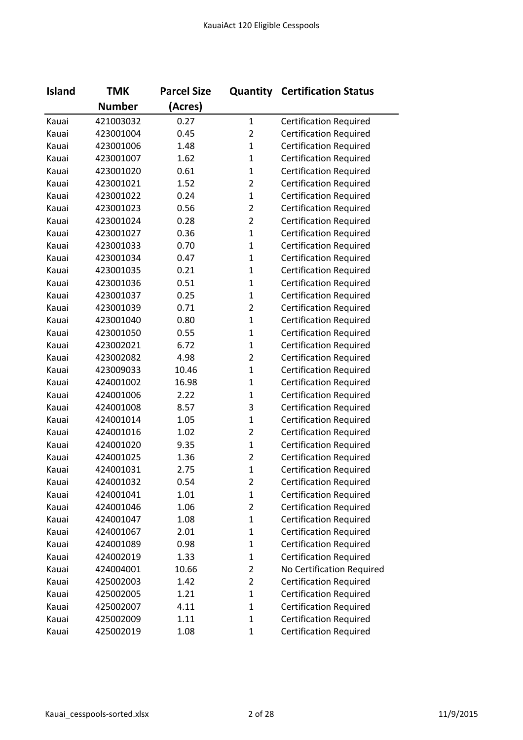| Island | TMK Number | Parcel Size (Acres) | Quantity | Certification Status |
|---|---|---|---|---|
| Kauai | 421003032 | 0.27 | 1 | Certification Required |
| Kauai | 423001004 | 0.45 | 2 | Certification Required |
| Kauai | 423001006 | 1.48 | 1 | Certification Required |
| Kauai | 423001007 | 1.62 | 1 | Certification Required |
| Kauai | 423001020 | 0.61 | 1 | Certification Required |
| Kauai | 423001021 | 1.52 | 2 | Certification Required |
| Kauai | 423001022 | 0.24 | 1 | Certification Required |
| Kauai | 423001023 | 0.56 | 2 | Certification Required |
| Kauai | 423001024 | 0.28 | 2 | Certification Required |
| Kauai | 423001027 | 0.36 | 1 | Certification Required |
| Kauai | 423001033 | 0.70 | 1 | Certification Required |
| Kauai | 423001034 | 0.47 | 1 | Certification Required |
| Kauai | 423001035 | 0.21 | 1 | Certification Required |
| Kauai | 423001036 | 0.51 | 1 | Certification Required |
| Kauai | 423001037 | 0.25 | 1 | Certification Required |
| Kauai | 423001039 | 0.71 | 2 | Certification Required |
| Kauai | 423001040 | 0.80 | 1 | Certification Required |
| Kauai | 423001050 | 0.55 | 1 | Certification Required |
| Kauai | 423002021 | 6.72 | 1 | Certification Required |
| Kauai | 423002082 | 4.98 | 2 | Certification Required |
| Kauai | 423009033 | 10.46 | 1 | Certification Required |
| Kauai | 424001002 | 16.98 | 1 | Certification Required |
| Kauai | 424001006 | 2.22 | 1 | Certification Required |
| Kauai | 424001008 | 8.57 | 3 | Certification Required |
| Kauai | 424001014 | 1.05 | 1 | Certification Required |
| Kauai | 424001016 | 1.02 | 2 | Certification Required |
| Kauai | 424001020 | 9.35 | 1 | Certification Required |
| Kauai | 424001025 | 1.36 | 2 | Certification Required |
| Kauai | 424001031 | 2.75 | 1 | Certification Required |
| Kauai | 424001032 | 0.54 | 2 | Certification Required |
| Kauai | 424001041 | 1.01 | 1 | Certification Required |
| Kauai | 424001046 | 1.06 | 2 | Certification Required |
| Kauai | 424001047 | 1.08 | 1 | Certification Required |
| Kauai | 424001067 | 2.01 | 1 | Certification Required |
| Kauai | 424001089 | 0.98 | 1 | Certification Required |
| Kauai | 424002019 | 1.33 | 1 | Certification Required |
| Kauai | 424004001 | 10.66 | 2 | No Certification Required |
| Kauai | 425002003 | 1.42 | 2 | Certification Required |
| Kauai | 425002005 | 1.21 | 1 | Certification Required |
| Kauai | 425002007 | 4.11 | 1 | Certification Required |
| Kauai | 425002009 | 1.11 | 1 | Certification Required |
| Kauai | 425002019 | 1.08 | 1 | Certification Required |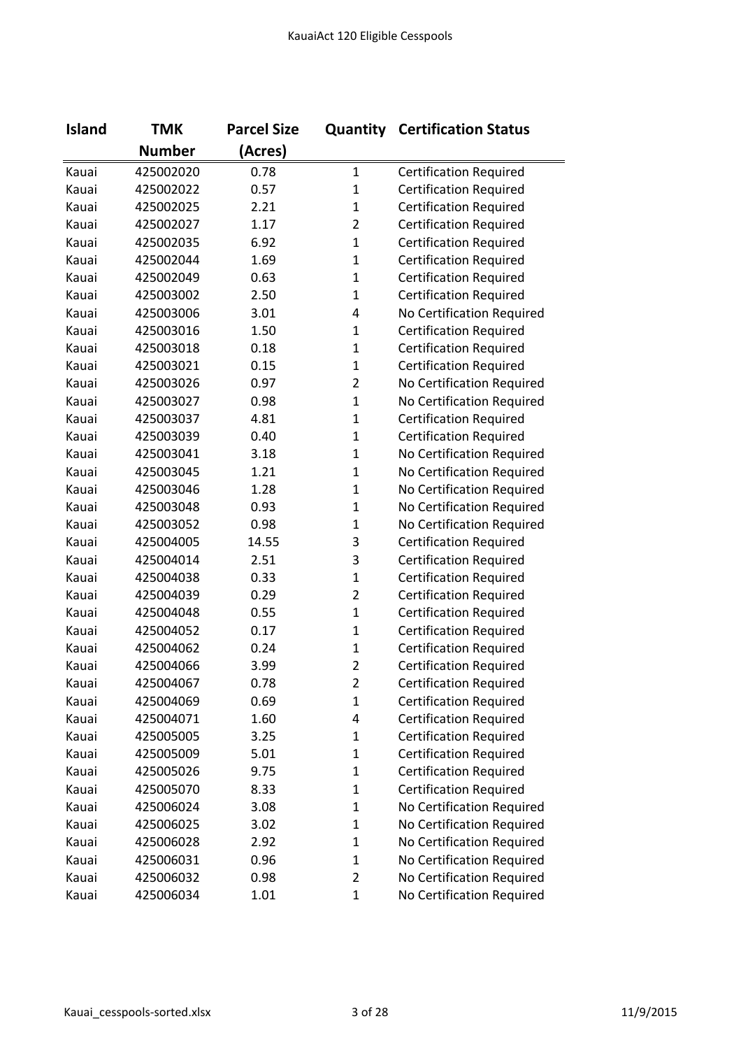| Island | TMK Number | Parcel Size (Acres) | Quantity | Certification Status |
|---|---|---|---|---|
| Kauai | 425002020 | 0.78 | 1 | Certification Required |
| Kauai | 425002022 | 0.57 | 1 | Certification Required |
| Kauai | 425002025 | 2.21 | 1 | Certification Required |
| Kauai | 425002027 | 1.17 | 2 | Certification Required |
| Kauai | 425002035 | 6.92 | 1 | Certification Required |
| Kauai | 425002044 | 1.69 | 1 | Certification Required |
| Kauai | 425002049 | 0.63 | 1 | Certification Required |
| Kauai | 425003002 | 2.50 | 1 | Certification Required |
| Kauai | 425003006 | 3.01 | 4 | No Certification Required |
| Kauai | 425003016 | 1.50 | 1 | Certification Required |
| Kauai | 425003018 | 0.18 | 1 | Certification Required |
| Kauai | 425003021 | 0.15 | 1 | Certification Required |
| Kauai | 425003026 | 0.97 | 2 | No Certification Required |
| Kauai | 425003027 | 0.98 | 1 | No Certification Required |
| Kauai | 425003037 | 4.81 | 1 | Certification Required |
| Kauai | 425003039 | 0.40 | 1 | Certification Required |
| Kauai | 425003041 | 3.18 | 1 | No Certification Required |
| Kauai | 425003045 | 1.21 | 1 | No Certification Required |
| Kauai | 425003046 | 1.28 | 1 | No Certification Required |
| Kauai | 425003048 | 0.93 | 1 | No Certification Required |
| Kauai | 425003052 | 0.98 | 1 | No Certification Required |
| Kauai | 425004005 | 14.55 | 3 | Certification Required |
| Kauai | 425004014 | 2.51 | 3 | Certification Required |
| Kauai | 425004038 | 0.33 | 1 | Certification Required |
| Kauai | 425004039 | 0.29 | 2 | Certification Required |
| Kauai | 425004048 | 0.55 | 1 | Certification Required |
| Kauai | 425004052 | 0.17 | 1 | Certification Required |
| Kauai | 425004062 | 0.24 | 1 | Certification Required |
| Kauai | 425004066 | 3.99 | 2 | Certification Required |
| Kauai | 425004067 | 0.78 | 2 | Certification Required |
| Kauai | 425004069 | 0.69 | 1 | Certification Required |
| Kauai | 425004071 | 1.60 | 4 | Certification Required |
| Kauai | 425005005 | 3.25 | 1 | Certification Required |
| Kauai | 425005009 | 5.01 | 1 | Certification Required |
| Kauai | 425005026 | 9.75 | 1 | Certification Required |
| Kauai | 425005070 | 8.33 | 1 | Certification Required |
| Kauai | 425006024 | 3.08 | 1 | No Certification Required |
| Kauai | 425006025 | 3.02 | 1 | No Certification Required |
| Kauai | 425006028 | 2.92 | 1 | No Certification Required |
| Kauai | 425006031 | 0.96 | 1 | No Certification Required |
| Kauai | 425006032 | 0.98 | 2 | No Certification Required |
| Kauai | 425006034 | 1.01 | 1 | No Certification Required |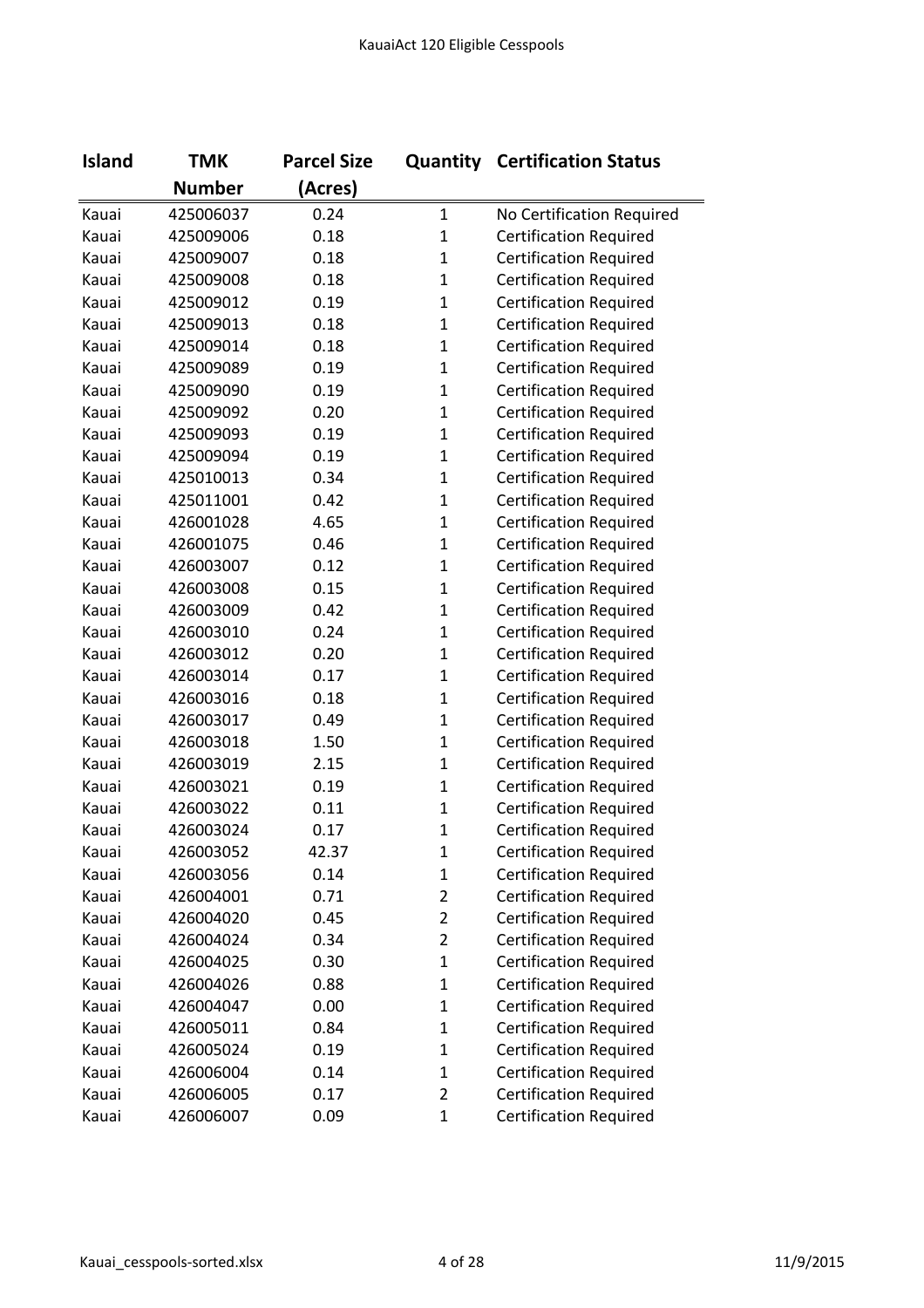# KauaiAct 120 Eligible Cesspools

| Island | TMK Number | Parcel Size (Acres) | Quantity | Certification Status |
|---|---|---|---|---|
| Kauai | 425006037 | 0.24 | 1 | No Certification Required |
| Kauai | 425009006 | 0.18 | 1 | Certification Required |
| Kauai | 425009007 | 0.18 | 1 | Certification Required |
| Kauai | 425009008 | 0.18 | 1 | Certification Required |
| Kauai | 425009012 | 0.19 | 1 | Certification Required |
| Kauai | 425009013 | 0.18 | 1 | Certification Required |
| Kauai | 425009014 | 0.18 | 1 | Certification Required |
| Kauai | 425009089 | 0.19 | 1 | Certification Required |
| Kauai | 425009090 | 0.19 | 1 | Certification Required |
| Kauai | 425009092 | 0.20 | 1 | Certification Required |
| Kauai | 425009093 | 0.19 | 1 | Certification Required |
| Kauai | 425009094 | 0.19 | 1 | Certification Required |
| Kauai | 425010013 | 0.34 | 1 | Certification Required |
| Kauai | 425011001 | 0.42 | 1 | Certification Required |
| Kauai | 426001028 | 4.65 | 1 | Certification Required |
| Kauai | 426001075 | 0.46 | 1 | Certification Required |
| Kauai | 426003007 | 0.12 | 1 | Certification Required |
| Kauai | 426003008 | 0.15 | 1 | Certification Required |
| Kauai | 426003009 | 0.42 | 1 | Certification Required |
| Kauai | 426003010 | 0.24 | 1 | Certification Required |
| Kauai | 426003012 | 0.20 | 1 | Certification Required |
| Kauai | 426003014 | 0.17 | 1 | Certification Required |
| Kauai | 426003016 | 0.18 | 1 | Certification Required |
| Kauai | 426003017 | 0.49 | 1 | Certification Required |
| Kauai | 426003018 | 1.50 | 1 | Certification Required |
| Kauai | 426003019 | 2.15 | 1 | Certification Required |
| Kauai | 426003021 | 0.19 | 1 | Certification Required |
| Kauai | 426003022 | 0.11 | 1 | Certification Required |
| Kauai | 426003024 | 0.17 | 1 | Certification Required |
| Kauai | 426003052 | 42.37 | 1 | Certification Required |
| Kauai | 426003056 | 0.14 | 1 | Certification Required |
| Kauai | 426004001 | 0.71 | 2 | Certification Required |
| Kauai | 426004020 | 0.45 | 2 | Certification Required |
| Kauai | 426004024 | 0.34 | 2 | Certification Required |
| Kauai | 426004025 | 0.30 | 1 | Certification Required |
| Kauai | 426004026 | 0.88 | 1 | Certification Required |
| Kauai | 426004047 | 0.00 | 1 | Certification Required |
| Kauai | 426005011 | 0.84 | 1 | Certification Required |
| Kauai | 426005024 | 0.19 | 1 | Certification Required |
| Kauai | 426006004 | 0.14 | 1 | Certification Required |
| Kauai | 426006005 | 0.17 | 2 | Certification Required |
| Kauai | 426006007 | 0.09 | 1 | Certification Required |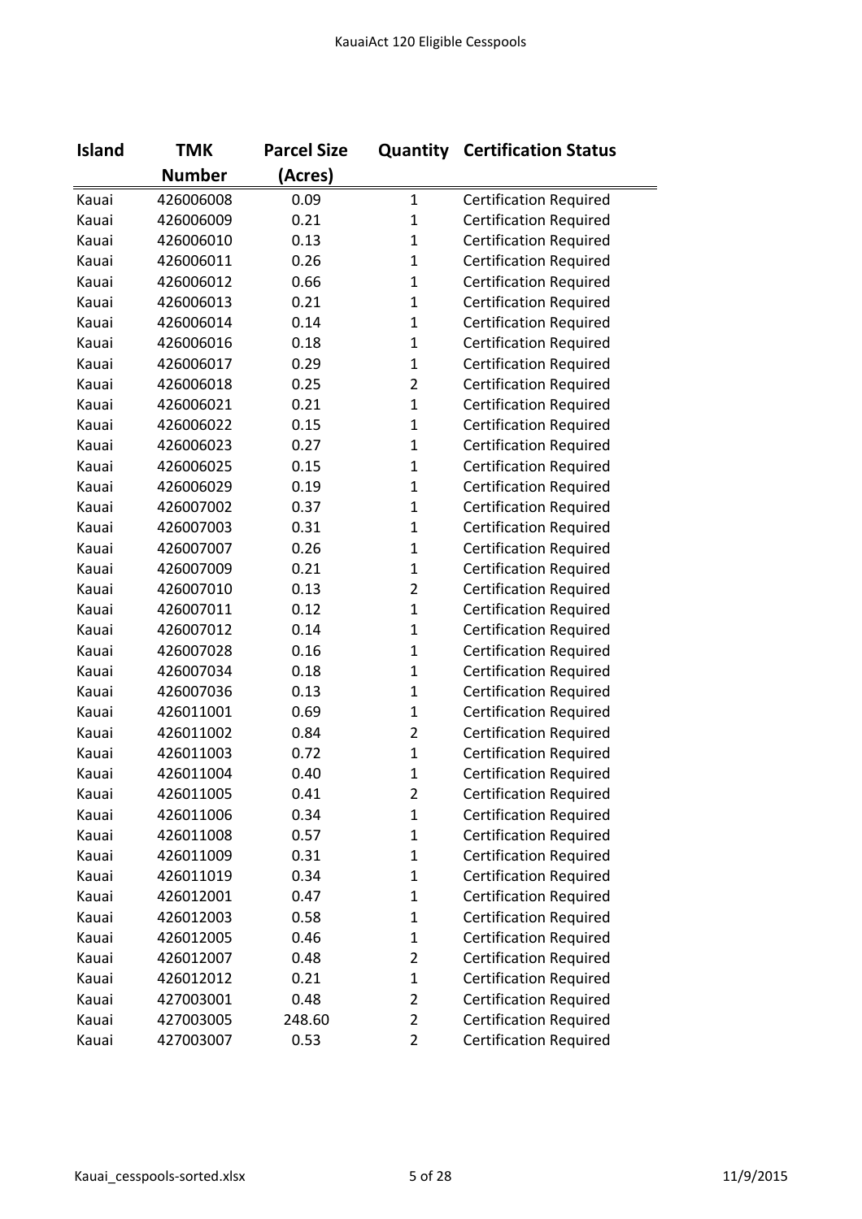| Island | TMK Number | Parcel Size (Acres) | Quantity | Certification Status |
|---|---|---|---|---|
| Kauai | 426006008 | 0.09 | 1 | Certification Required |
| Kauai | 426006009 | 0.21 | 1 | Certification Required |
| Kauai | 426006010 | 0.13 | 1 | Certification Required |
| Kauai | 426006011 | 0.26 | 1 | Certification Required |
| Kauai | 426006012 | 0.66 | 1 | Certification Required |
| Kauai | 426006013 | 0.21 | 1 | Certification Required |
| Kauai | 426006014 | 0.14 | 1 | Certification Required |
| Kauai | 426006016 | 0.18 | 1 | Certification Required |
| Kauai | 426006017 | 0.29 | 1 | Certification Required |
| Kauai | 426006018 | 0.25 | 2 | Certification Required |
| Kauai | 426006021 | 0.21 | 1 | Certification Required |
| Kauai | 426006022 | 0.15 | 1 | Certification Required |
| Kauai | 426006023 | 0.27 | 1 | Certification Required |
| Kauai | 426006025 | 0.15 | 1 | Certification Required |
| Kauai | 426006029 | 0.19 | 1 | Certification Required |
| Kauai | 426007002 | 0.37 | 1 | Certification Required |
| Kauai | 426007003 | 0.31 | 1 | Certification Required |
| Kauai | 426007007 | 0.26 | 1 | Certification Required |
| Kauai | 426007009 | 0.21 | 1 | Certification Required |
| Kauai | 426007010 | 0.13 | 2 | Certification Required |
| Kauai | 426007011 | 0.12 | 1 | Certification Required |
| Kauai | 426007012 | 0.14 | 1 | Certification Required |
| Kauai | 426007028 | 0.16 | 1 | Certification Required |
| Kauai | 426007034 | 0.18 | 1 | Certification Required |
| Kauai | 426007036 | 0.13 | 1 | Certification Required |
| Kauai | 426011001 | 0.69 | 1 | Certification Required |
| Kauai | 426011002 | 0.84 | 2 | Certification Required |
| Kauai | 426011003 | 0.72 | 1 | Certification Required |
| Kauai | 426011004 | 0.40 | 1 | Certification Required |
| Kauai | 426011005 | 0.41 | 2 | Certification Required |
| Kauai | 426011006 | 0.34 | 1 | Certification Required |
| Kauai | 426011008 | 0.57 | 1 | Certification Required |
| Kauai | 426011009 | 0.31 | 1 | Certification Required |
| Kauai | 426011019 | 0.34 | 1 | Certification Required |
| Kauai | 426012001 | 0.47 | 1 | Certification Required |
| Kauai | 426012003 | 0.58 | 1 | Certification Required |
| Kauai | 426012005 | 0.46 | 1 | Certification Required |
| Kauai | 426012007 | 0.48 | 2 | Certification Required |
| Kauai | 426012012 | 0.21 | 1 | Certification Required |
| Kauai | 427003001 | 0.48 | 2 | Certification Required |
| Kauai | 427003005 | 248.60 | 2 | Certification Required |
| Kauai | 427003007 | 0.53 | 2 | Certification Required |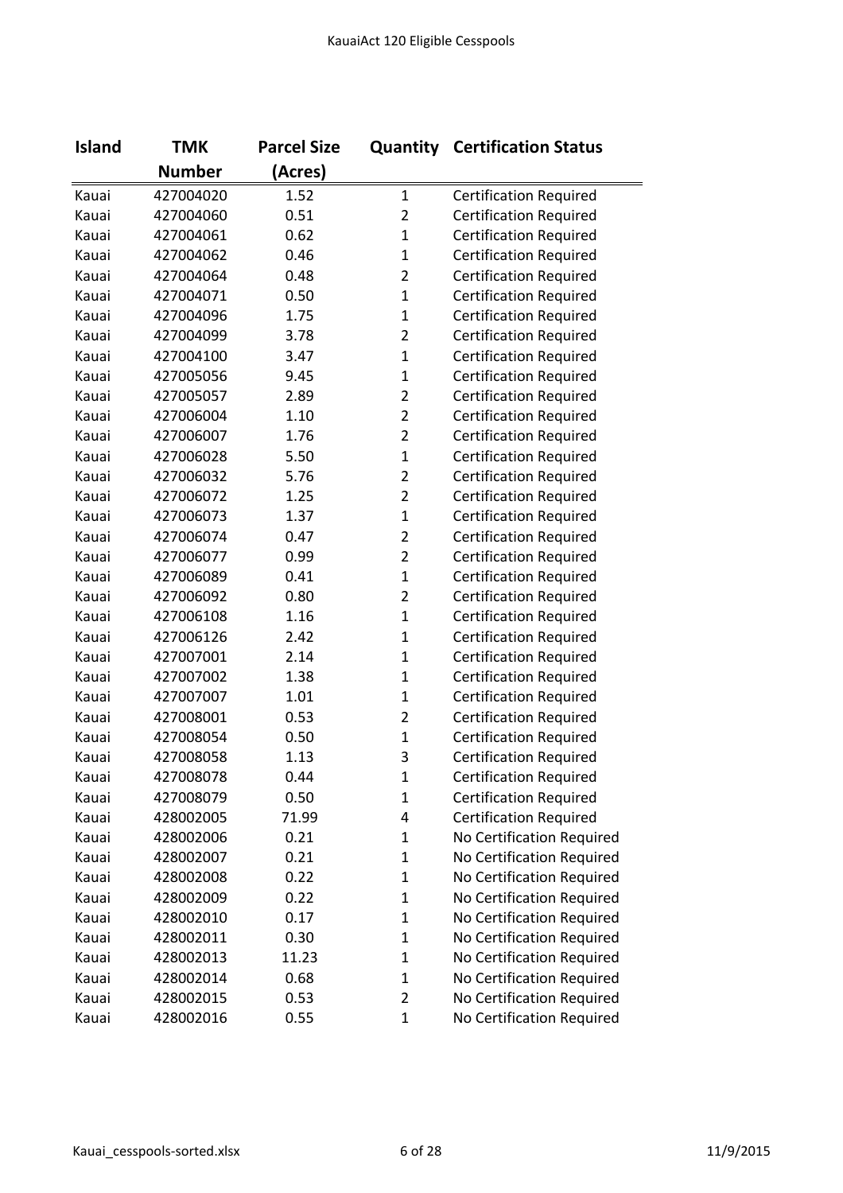| Island | TMK Number | Parcel Size (Acres) | Quantity | Certification Status |
|---|---|---|---|---|
| Kauai | 427004020 | 1.52 | 1 | Certification Required |
| Kauai | 427004060 | 0.51 | 2 | Certification Required |
| Kauai | 427004061 | 0.62 | 1 | Certification Required |
| Kauai | 427004062 | 0.46 | 1 | Certification Required |
| Kauai | 427004064 | 0.48 | 2 | Certification Required |
| Kauai | 427004071 | 0.50 | 1 | Certification Required |
| Kauai | 427004096 | 1.75 | 1 | Certification Required |
| Kauai | 427004099 | 3.78 | 2 | Certification Required |
| Kauai | 427004100 | 3.47 | 1 | Certification Required |
| Kauai | 427005056 | 9.45 | 1 | Certification Required |
| Kauai | 427005057 | 2.89 | 2 | Certification Required |
| Kauai | 427006004 | 1.10 | 2 | Certification Required |
| Kauai | 427006007 | 1.76 | 2 | Certification Required |
| Kauai | 427006028 | 5.50 | 1 | Certification Required |
| Kauai | 427006032 | 5.76 | 2 | Certification Required |
| Kauai | 427006072 | 1.25 | 2 | Certification Required |
| Kauai | 427006073 | 1.37 | 1 | Certification Required |
| Kauai | 427006074 | 0.47 | 2 | Certification Required |
| Kauai | 427006077 | 0.99 | 2 | Certification Required |
| Kauai | 427006089 | 0.41 | 1 | Certification Required |
| Kauai | 427006092 | 0.80 | 2 | Certification Required |
| Kauai | 427006108 | 1.16 | 1 | Certification Required |
| Kauai | 427006126 | 2.42 | 1 | Certification Required |
| Kauai | 427007001 | 2.14 | 1 | Certification Required |
| Kauai | 427007002 | 1.38 | 1 | Certification Required |
| Kauai | 427007007 | 1.01 | 1 | Certification Required |
| Kauai | 427008001 | 0.53 | 2 | Certification Required |
| Kauai | 427008054 | 0.50 | 1 | Certification Required |
| Kauai | 427008058 | 1.13 | 3 | Certification Required |
| Kauai | 427008078 | 0.44 | 1 | Certification Required |
| Kauai | 427008079 | 0.50 | 1 | Certification Required |
| Kauai | 428002005 | 71.99 | 4 | Certification Required |
| Kauai | 428002006 | 0.21 | 1 | No Certification Required |
| Kauai | 428002007 | 0.21 | 1 | No Certification Required |
| Kauai | 428002008 | 0.22 | 1 | No Certification Required |
| Kauai | 428002009 | 0.22 | 1 | No Certification Required |
| Kauai | 428002010 | 0.17 | 1 | No Certification Required |
| Kauai | 428002011 | 0.30 | 1 | No Certification Required |
| Kauai | 428002013 | 11.23 | 1 | No Certification Required |
| Kauai | 428002014 | 0.68 | 1 | No Certification Required |
| Kauai | 428002015 | 0.53 | 2 | No Certification Required |
| Kauai | 428002016 | 0.55 | 1 | No Certification Required |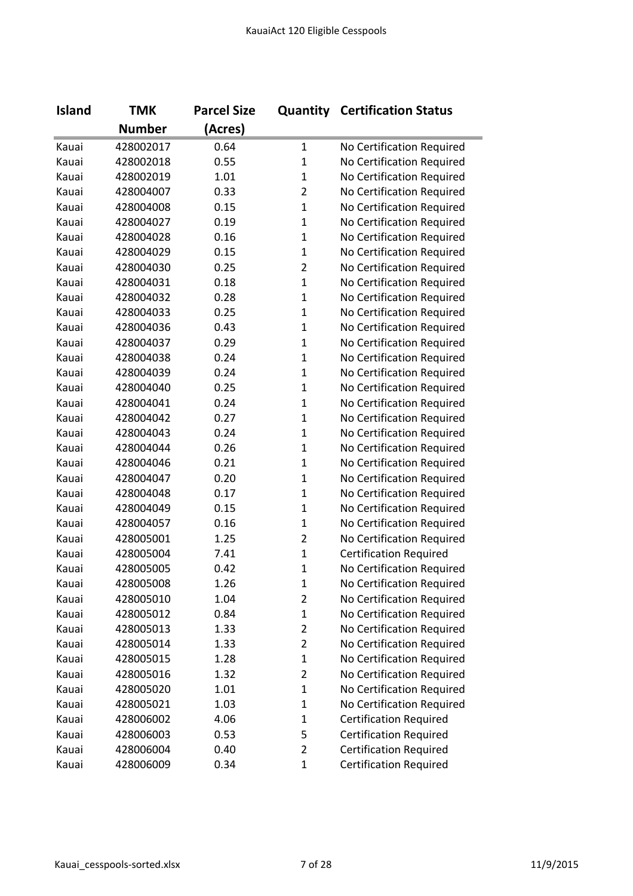| Island | TMK Number | Parcel Size (Acres) | Quantity | Certification Status |
|---|---|---|---|---|
| Kauai | 428002017 | 0.64 | 1 | No Certification Required |
| Kauai | 428002018 | 0.55 | 1 | No Certification Required |
| Kauai | 428002019 | 1.01 | 1 | No Certification Required |
| Kauai | 428004007 | 0.33 | 2 | No Certification Required |
| Kauai | 428004008 | 0.15 | 1 | No Certification Required |
| Kauai | 428004027 | 0.19 | 1 | No Certification Required |
| Kauai | 428004028 | 0.16 | 1 | No Certification Required |
| Kauai | 428004029 | 0.15 | 1 | No Certification Required |
| Kauai | 428004030 | 0.25 | 2 | No Certification Required |
| Kauai | 428004031 | 0.18 | 1 | No Certification Required |
| Kauai | 428004032 | 0.28 | 1 | No Certification Required |
| Kauai | 428004033 | 0.25 | 1 | No Certification Required |
| Kauai | 428004036 | 0.43 | 1 | No Certification Required |
| Kauai | 428004037 | 0.29 | 1 | No Certification Required |
| Kauai | 428004038 | 0.24 | 1 | No Certification Required |
| Kauai | 428004039 | 0.24 | 1 | No Certification Required |
| Kauai | 428004040 | 0.25 | 1 | No Certification Required |
| Kauai | 428004041 | 0.24 | 1 | No Certification Required |
| Kauai | 428004042 | 0.27 | 1 | No Certification Required |
| Kauai | 428004043 | 0.24 | 1 | No Certification Required |
| Kauai | 428004044 | 0.26 | 1 | No Certification Required |
| Kauai | 428004046 | 0.21 | 1 | No Certification Required |
| Kauai | 428004047 | 0.20 | 1 | No Certification Required |
| Kauai | 428004048 | 0.17 | 1 | No Certification Required |
| Kauai | 428004049 | 0.15 | 1 | No Certification Required |
| Kauai | 428004057 | 0.16 | 1 | No Certification Required |
| Kauai | 428005001 | 1.25 | 2 | No Certification Required |
| Kauai | 428005004 | 7.41 | 1 | Certification Required |
| Kauai | 428005005 | 0.42 | 1 | No Certification Required |
| Kauai | 428005008 | 1.26 | 1 | No Certification Required |
| Kauai | 428005010 | 1.04 | 2 | No Certification Required |
| Kauai | 428005012 | 0.84 | 1 | No Certification Required |
| Kauai | 428005013 | 1.33 | 2 | No Certification Required |
| Kauai | 428005014 | 1.33 | 2 | No Certification Required |
| Kauai | 428005015 | 1.28 | 1 | No Certification Required |
| Kauai | 428005016 | 1.32 | 2 | No Certification Required |
| Kauai | 428005020 | 1.01 | 1 | No Certification Required |
| Kauai | 428005021 | 1.03 | 1 | No Certification Required |
| Kauai | 428006002 | 4.06 | 1 | Certification Required |
| Kauai | 428006003 | 0.53 | 5 | Certification Required |
| Kauai | 428006004 | 0.40 | 2 | Certification Required |
| Kauai | 428006009 | 0.34 | 1 | Certification Required |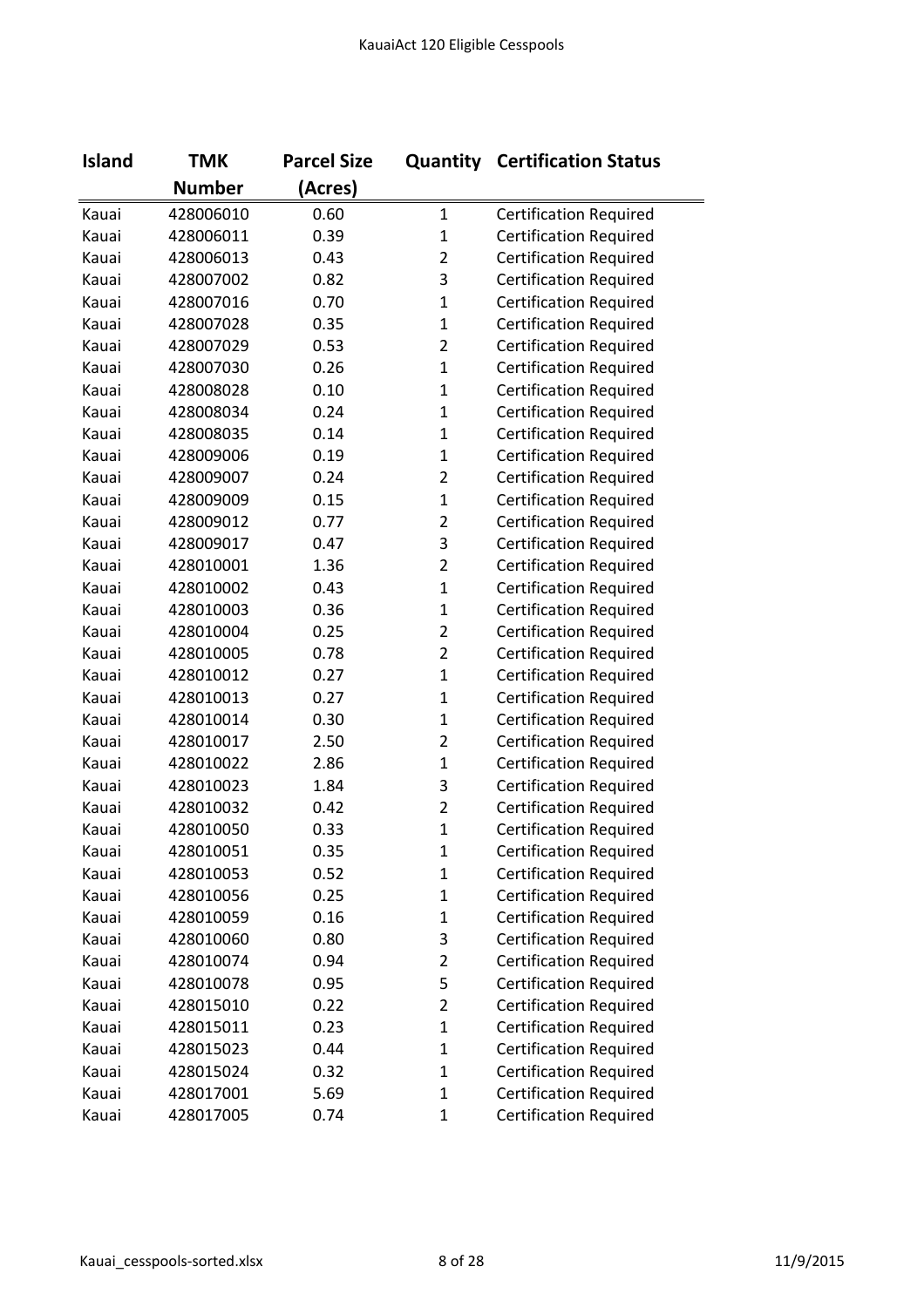| Island | TMK Number | Parcel Size (Acres) | Quantity | Certification Status |
|---|---|---|---|---|
| Kauai | 428006010 | 0.60 | 1 | Certification Required |
| Kauai | 428006011 | 0.39 | 1 | Certification Required |
| Kauai | 428006013 | 0.43 | 2 | Certification Required |
| Kauai | 428007002 | 0.82 | 3 | Certification Required |
| Kauai | 428007016 | 0.70 | 1 | Certification Required |
| Kauai | 428007028 | 0.35 | 1 | Certification Required |
| Kauai | 428007029 | 0.53 | 2 | Certification Required |
| Kauai | 428007030 | 0.26 | 1 | Certification Required |
| Kauai | 428008028 | 0.10 | 1 | Certification Required |
| Kauai | 428008034 | 0.24 | 1 | Certification Required |
| Kauai | 428008035 | 0.14 | 1 | Certification Required |
| Kauai | 428009006 | 0.19 | 1 | Certification Required |
| Kauai | 428009007 | 0.24 | 2 | Certification Required |
| Kauai | 428009009 | 0.15 | 1 | Certification Required |
| Kauai | 428009012 | 0.77 | 2 | Certification Required |
| Kauai | 428009017 | 0.47 | 3 | Certification Required |
| Kauai | 428010001 | 1.36 | 2 | Certification Required |
| Kauai | 428010002 | 0.43 | 1 | Certification Required |
| Kauai | 428010003 | 0.36 | 1 | Certification Required |
| Kauai | 428010004 | 0.25 | 2 | Certification Required |
| Kauai | 428010005 | 0.78 | 2 | Certification Required |
| Kauai | 428010012 | 0.27 | 1 | Certification Required |
| Kauai | 428010013 | 0.27 | 1 | Certification Required |
| Kauai | 428010014 | 0.30 | 1 | Certification Required |
| Kauai | 428010017 | 2.50 | 2 | Certification Required |
| Kauai | 428010022 | 2.86 | 1 | Certification Required |
| Kauai | 428010023 | 1.84 | 3 | Certification Required |
| Kauai | 428010032 | 0.42 | 2 | Certification Required |
| Kauai | 428010050 | 0.33 | 1 | Certification Required |
| Kauai | 428010051 | 0.35 | 1 | Certification Required |
| Kauai | 428010053 | 0.52 | 1 | Certification Required |
| Kauai | 428010056 | 0.25 | 1 | Certification Required |
| Kauai | 428010059 | 0.16 | 1 | Certification Required |
| Kauai | 428010060 | 0.80 | 3 | Certification Required |
| Kauai | 428010074 | 0.94 | 2 | Certification Required |
| Kauai | 428010078 | 0.95 | 5 | Certification Required |
| Kauai | 428015010 | 0.22 | 2 | Certification Required |
| Kauai | 428015011 | 0.23 | 1 | Certification Required |
| Kauai | 428015023 | 0.44 | 1 | Certification Required |
| Kauai | 428015024 | 0.32 | 1 | Certification Required |
| Kauai | 428017001 | 5.69 | 1 | Certification Required |
| Kauai | 428017005 | 0.74 | 1 | Certification Required |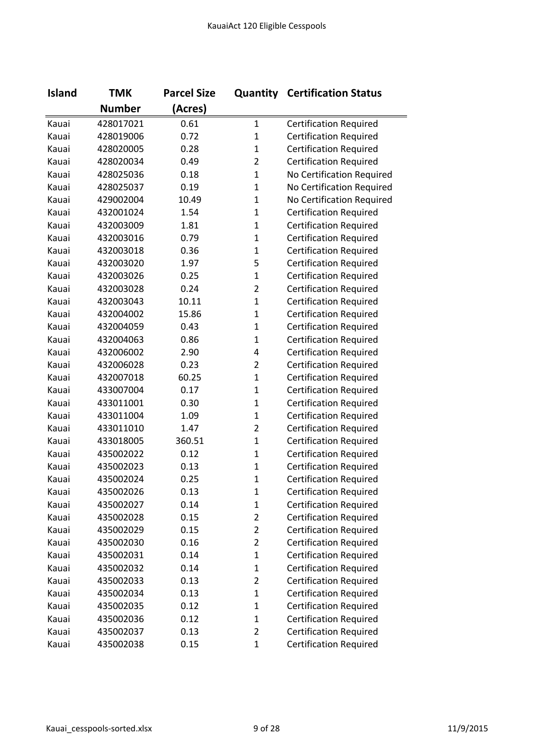| Island | TMK Number | Parcel Size (Acres) | Quantity | Certification Status |
|---|---|---|---|---|
| Kauai | 428017021 | 0.61 | 1 | Certification Required |
| Kauai | 428019006 | 0.72 | 1 | Certification Required |
| Kauai | 428020005 | 0.28 | 1 | Certification Required |
| Kauai | 428020034 | 0.49 | 2 | Certification Required |
| Kauai | 428025036 | 0.18 | 1 | No Certification Required |
| Kauai | 428025037 | 0.19 | 1 | No Certification Required |
| Kauai | 429002004 | 10.49 | 1 | No Certification Required |
| Kauai | 432001024 | 1.54 | 1 | Certification Required |
| Kauai | 432003009 | 1.81 | 1 | Certification Required |
| Kauai | 432003016 | 0.79 | 1 | Certification Required |
| Kauai | 432003018 | 0.36 | 1 | Certification Required |
| Kauai | 432003020 | 1.97 | 5 | Certification Required |
| Kauai | 432003026 | 0.25 | 1 | Certification Required |
| Kauai | 432003028 | 0.24 | 2 | Certification Required |
| Kauai | 432003043 | 10.11 | 1 | Certification Required |
| Kauai | 432004002 | 15.86 | 1 | Certification Required |
| Kauai | 432004059 | 0.43 | 1 | Certification Required |
| Kauai | 432004063 | 0.86 | 1 | Certification Required |
| Kauai | 432006002 | 2.90 | 4 | Certification Required |
| Kauai | 432006028 | 0.23 | 2 | Certification Required |
| Kauai | 432007018 | 60.25 | 1 | Certification Required |
| Kauai | 433007004 | 0.17 | 1 | Certification Required |
| Kauai | 433011001 | 0.30 | 1 | Certification Required |
| Kauai | 433011004 | 1.09 | 1 | Certification Required |
| Kauai | 433011010 | 1.47 | 2 | Certification Required |
| Kauai | 433018005 | 360.51 | 1 | Certification Required |
| Kauai | 435002022 | 0.12 | 1 | Certification Required |
| Kauai | 435002023 | 0.13 | 1 | Certification Required |
| Kauai | 435002024 | 0.25 | 1 | Certification Required |
| Kauai | 435002026 | 0.13 | 1 | Certification Required |
| Kauai | 435002027 | 0.14 | 1 | Certification Required |
| Kauai | 435002028 | 0.15 | 2 | Certification Required |
| Kauai | 435002029 | 0.15 | 2 | Certification Required |
| Kauai | 435002030 | 0.16 | 2 | Certification Required |
| Kauai | 435002031 | 0.14 | 1 | Certification Required |
| Kauai | 435002032 | 0.14 | 1 | Certification Required |
| Kauai | 435002033 | 0.13 | 2 | Certification Required |
| Kauai | 435002034 | 0.13 | 1 | Certification Required |
| Kauai | 435002035 | 0.12 | 1 | Certification Required |
| Kauai | 435002036 | 0.12 | 1 | Certification Required |
| Kauai | 435002037 | 0.13 | 2 | Certification Required |
| Kauai | 435002038 | 0.15 | 1 | Certification Required |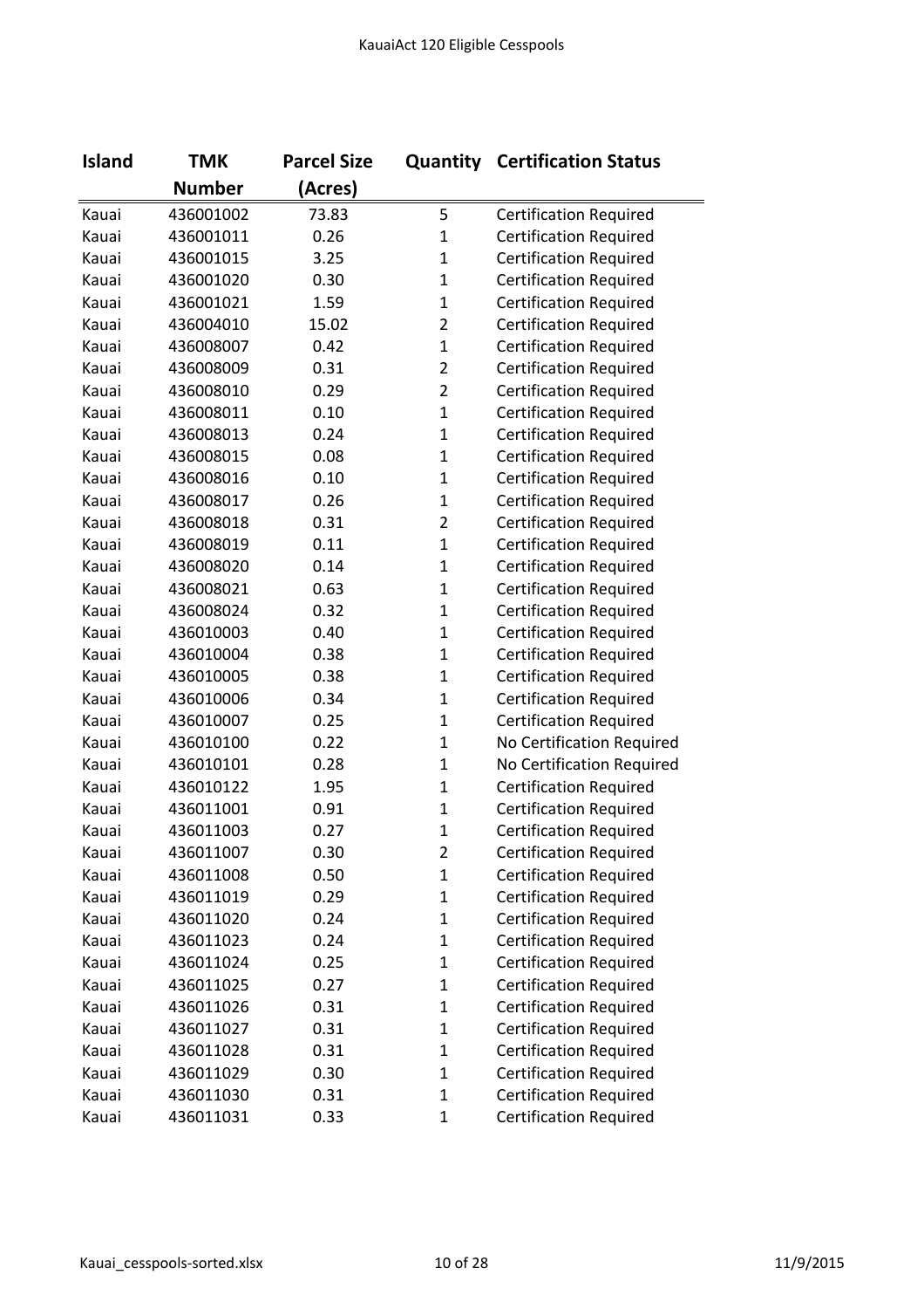| Island | TMK Number | Parcel Size (Acres) | Quantity | Certification Status |
|---|---|---|---|---|
| Kauai | 436001002 | 73.83 | 5 | Certification Required |
| Kauai | 436001011 | 0.26 | 1 | Certification Required |
| Kauai | 436001015 | 3.25 | 1 | Certification Required |
| Kauai | 436001020 | 0.30 | 1 | Certification Required |
| Kauai | 436001021 | 1.59 | 1 | Certification Required |
| Kauai | 436004010 | 15.02 | 2 | Certification Required |
| Kauai | 436008007 | 0.42 | 1 | Certification Required |
| Kauai | 436008009 | 0.31 | 2 | Certification Required |
| Kauai | 436008010 | 0.29 | 2 | Certification Required |
| Kauai | 436008011 | 0.10 | 1 | Certification Required |
| Kauai | 436008013 | 0.24 | 1 | Certification Required |
| Kauai | 436008015 | 0.08 | 1 | Certification Required |
| Kauai | 436008016 | 0.10 | 1 | Certification Required |
| Kauai | 436008017 | 0.26 | 1 | Certification Required |
| Kauai | 436008018 | 0.31 | 2 | Certification Required |
| Kauai | 436008019 | 0.11 | 1 | Certification Required |
| Kauai | 436008020 | 0.14 | 1 | Certification Required |
| Kauai | 436008021 | 0.63 | 1 | Certification Required |
| Kauai | 436008024 | 0.32 | 1 | Certification Required |
| Kauai | 436010003 | 0.40 | 1 | Certification Required |
| Kauai | 436010004 | 0.38 | 1 | Certification Required |
| Kauai | 436010005 | 0.38 | 1 | Certification Required |
| Kauai | 436010006 | 0.34 | 1 | Certification Required |
| Kauai | 436010007 | 0.25 | 1 | Certification Required |
| Kauai | 436010100 | 0.22 | 1 | No Certification Required |
| Kauai | 436010101 | 0.28 | 1 | No Certification Required |
| Kauai | 436010122 | 1.95 | 1 | Certification Required |
| Kauai | 436011001 | 0.91 | 1 | Certification Required |
| Kauai | 436011003 | 0.27 | 1 | Certification Required |
| Kauai | 436011007 | 0.30 | 2 | Certification Required |
| Kauai | 436011008 | 0.50 | 1 | Certification Required |
| Kauai | 436011019 | 0.29 | 1 | Certification Required |
| Kauai | 436011020 | 0.24 | 1 | Certification Required |
| Kauai | 436011023 | 0.24 | 1 | Certification Required |
| Kauai | 436011024 | 0.25 | 1 | Certification Required |
| Kauai | 436011025 | 0.27 | 1 | Certification Required |
| Kauai | 436011026 | 0.31 | 1 | Certification Required |
| Kauai | 436011027 | 0.31 | 1 | Certification Required |
| Kauai | 436011028 | 0.31 | 1 | Certification Required |
| Kauai | 436011029 | 0.30 | 1 | Certification Required |
| Kauai | 436011030 | 0.31 | 1 | Certification Required |
| Kauai | 436011031 | 0.33 | 1 | Certification Required |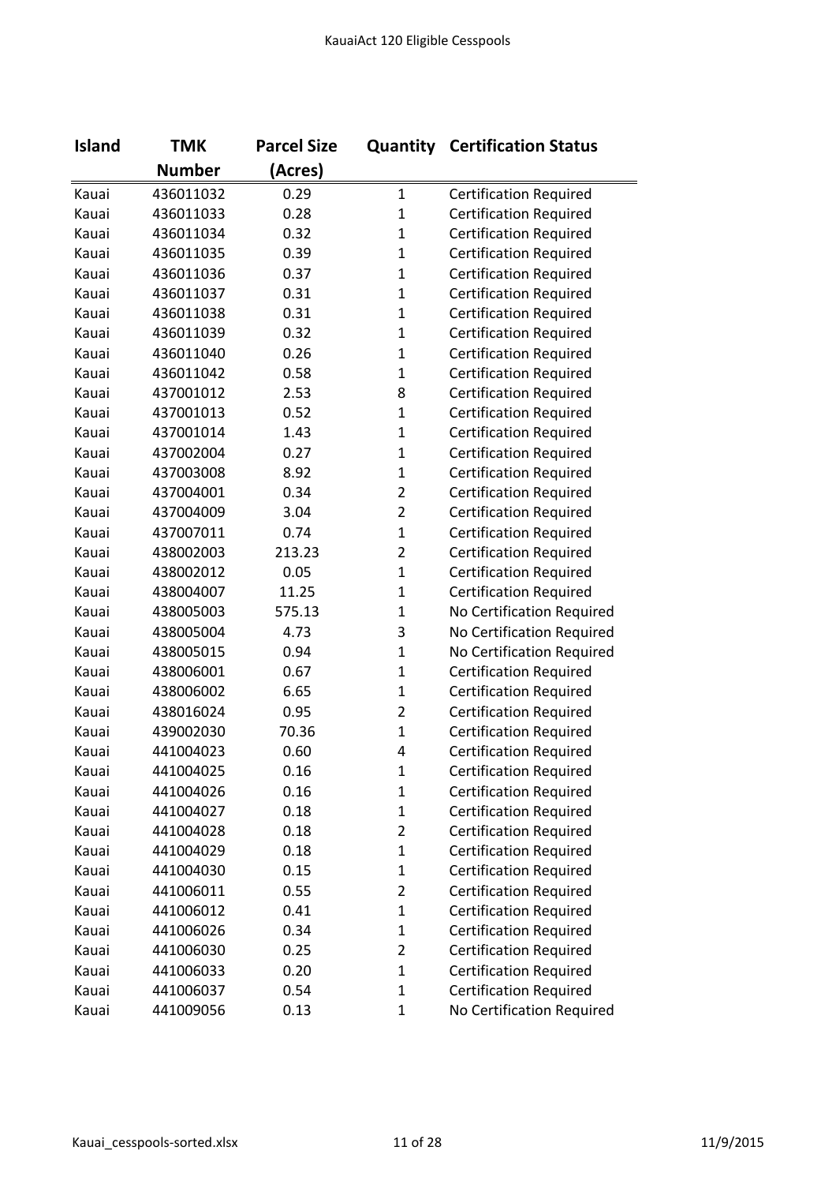| Island | TMK Number | Parcel Size (Acres) | Quantity | Certification Status |
|---|---|---|---|---|
| Kauai | 436011032 | 0.29 | 1 | Certification Required |
| Kauai | 436011033 | 0.28 | 1 | Certification Required |
| Kauai | 436011034 | 0.32 | 1 | Certification Required |
| Kauai | 436011035 | 0.39 | 1 | Certification Required |
| Kauai | 436011036 | 0.37 | 1 | Certification Required |
| Kauai | 436011037 | 0.31 | 1 | Certification Required |
| Kauai | 436011038 | 0.31 | 1 | Certification Required |
| Kauai | 436011039 | 0.32 | 1 | Certification Required |
| Kauai | 436011040 | 0.26 | 1 | Certification Required |
| Kauai | 436011042 | 0.58 | 1 | Certification Required |
| Kauai | 437001012 | 2.53 | 8 | Certification Required |
| Kauai | 437001013 | 0.52 | 1 | Certification Required |
| Kauai | 437001014 | 1.43 | 1 | Certification Required |
| Kauai | 437002004 | 0.27 | 1 | Certification Required |
| Kauai | 437003008 | 8.92 | 1 | Certification Required |
| Kauai | 437004001 | 0.34 | 2 | Certification Required |
| Kauai | 437004009 | 3.04 | 2 | Certification Required |
| Kauai | 437007011 | 0.74 | 1 | Certification Required |
| Kauai | 438002003 | 213.23 | 2 | Certification Required |
| Kauai | 438002012 | 0.05 | 1 | Certification Required |
| Kauai | 438004007 | 11.25 | 1 | Certification Required |
| Kauai | 438005003 | 575.13 | 1 | No Certification Required |
| Kauai | 438005004 | 4.73 | 3 | No Certification Required |
| Kauai | 438005015 | 0.94 | 1 | No Certification Required |
| Kauai | 438006001 | 0.67 | 1 | Certification Required |
| Kauai | 438006002 | 6.65 | 1 | Certification Required |
| Kauai | 438016024 | 0.95 | 2 | Certification Required |
| Kauai | 439002030 | 70.36 | 1 | Certification Required |
| Kauai | 441004023 | 0.60 | 4 | Certification Required |
| Kauai | 441004025 | 0.16 | 1 | Certification Required |
| Kauai | 441004026 | 0.16 | 1 | Certification Required |
| Kauai | 441004027 | 0.18 | 1 | Certification Required |
| Kauai | 441004028 | 0.18 | 2 | Certification Required |
| Kauai | 441004029 | 0.18 | 1 | Certification Required |
| Kauai | 441004030 | 0.15 | 1 | Certification Required |
| Kauai | 441006011 | 0.55 | 2 | Certification Required |
| Kauai | 441006012 | 0.41 | 1 | Certification Required |
| Kauai | 441006026 | 0.34 | 1 | Certification Required |
| Kauai | 441006030 | 0.25 | 2 | Certification Required |
| Kauai | 441006033 | 0.20 | 1 | Certification Required |
| Kauai | 441006037 | 0.54 | 1 | Certification Required |
| Kauai | 441009056 | 0.13 | 1 | No Certification Required |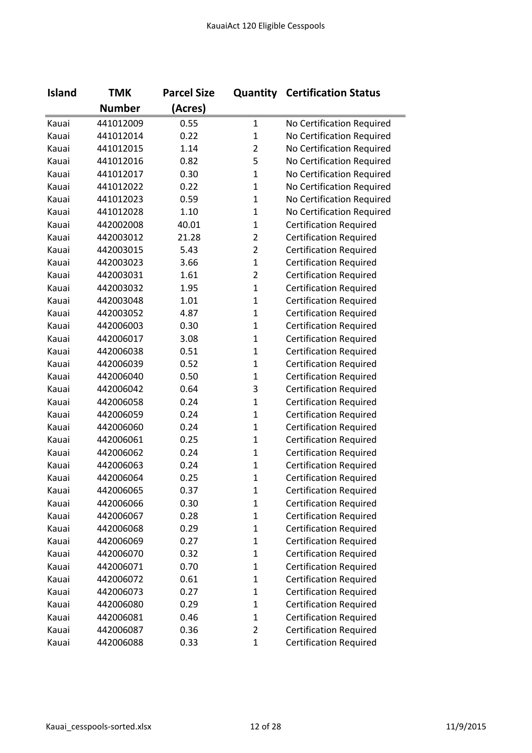| Island | TMK Number | Parcel Size (Acres) | Quantity | Certification Status |
|---|---|---|---|---|
| Kauai | 441012009 | 0.55 | 1 | No Certification Required |
| Kauai | 441012014 | 0.22 | 1 | No Certification Required |
| Kauai | 441012015 | 1.14 | 2 | No Certification Required |
| Kauai | 441012016 | 0.82 | 5 | No Certification Required |
| Kauai | 441012017 | 0.30 | 1 | No Certification Required |
| Kauai | 441012022 | 0.22 | 1 | No Certification Required |
| Kauai | 441012023 | 0.59 | 1 | No Certification Required |
| Kauai | 441012028 | 1.10 | 1 | No Certification Required |
| Kauai | 442002008 | 40.01 | 1 | Certification Required |
| Kauai | 442003012 | 21.28 | 2 | Certification Required |
| Kauai | 442003015 | 5.43 | 2 | Certification Required |
| Kauai | 442003023 | 3.66 | 1 | Certification Required |
| Kauai | 442003031 | 1.61 | 2 | Certification Required |
| Kauai | 442003032 | 1.95 | 1 | Certification Required |
| Kauai | 442003048 | 1.01 | 1 | Certification Required |
| Kauai | 442003052 | 4.87 | 1 | Certification Required |
| Kauai | 442006003 | 0.30 | 1 | Certification Required |
| Kauai | 442006017 | 3.08 | 1 | Certification Required |
| Kauai | 442006038 | 0.51 | 1 | Certification Required |
| Kauai | 442006039 | 0.52 | 1 | Certification Required |
| Kauai | 442006040 | 0.50 | 1 | Certification Required |
| Kauai | 442006042 | 0.64 | 3 | Certification Required |
| Kauai | 442006058 | 0.24 | 1 | Certification Required |
| Kauai | 442006059 | 0.24 | 1 | Certification Required |
| Kauai | 442006060 | 0.24 | 1 | Certification Required |
| Kauai | 442006061 | 0.25 | 1 | Certification Required |
| Kauai | 442006062 | 0.24 | 1 | Certification Required |
| Kauai | 442006063 | 0.24 | 1 | Certification Required |
| Kauai | 442006064 | 0.25 | 1 | Certification Required |
| Kauai | 442006065 | 0.37 | 1 | Certification Required |
| Kauai | 442006066 | 0.30 | 1 | Certification Required |
| Kauai | 442006067 | 0.28 | 1 | Certification Required |
| Kauai | 442006068 | 0.29 | 1 | Certification Required |
| Kauai | 442006069 | 0.27 | 1 | Certification Required |
| Kauai | 442006070 | 0.32 | 1 | Certification Required |
| Kauai | 442006071 | 0.70 | 1 | Certification Required |
| Kauai | 442006072 | 0.61 | 1 | Certification Required |
| Kauai | 442006073 | 0.27 | 1 | Certification Required |
| Kauai | 442006080 | 0.29 | 1 | Certification Required |
| Kauai | 442006081 | 0.46 | 1 | Certification Required |
| Kauai | 442006087 | 0.36 | 2 | Certification Required |
| Kauai | 442006088 | 0.33 | 1 | Certification Required |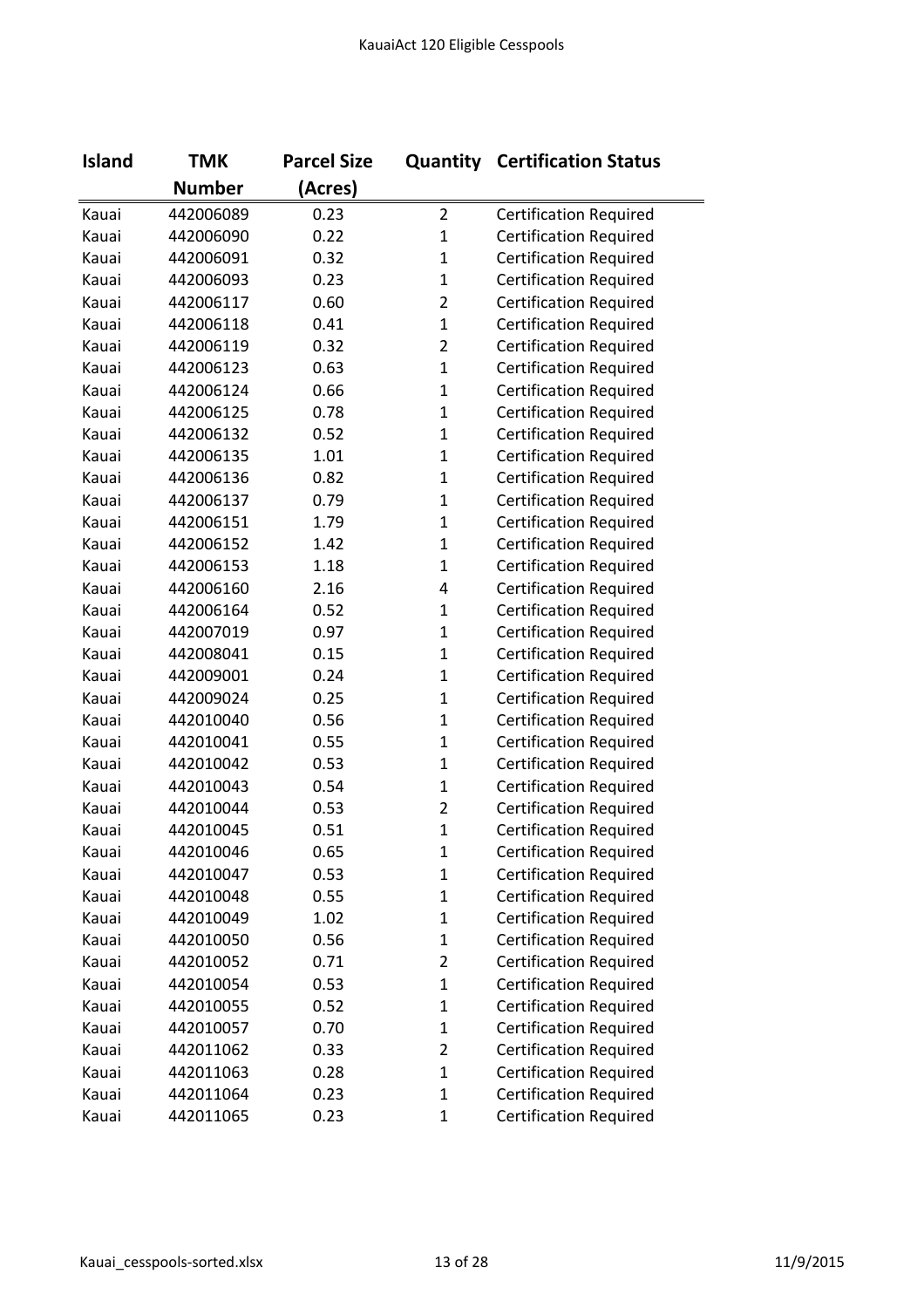| Island | TMK Number | Parcel Size (Acres) | Quantity | Certification Status |
|---|---|---|---|---|
| Kauai | 442006089 | 0.23 | 2 | Certification Required |
| Kauai | 442006090 | 0.22 | 1 | Certification Required |
| Kauai | 442006091 | 0.32 | 1 | Certification Required |
| Kauai | 442006093 | 0.23 | 1 | Certification Required |
| Kauai | 442006117 | 0.60 | 2 | Certification Required |
| Kauai | 442006118 | 0.41 | 1 | Certification Required |
| Kauai | 442006119 | 0.32 | 2 | Certification Required |
| Kauai | 442006123 | 0.63 | 1 | Certification Required |
| Kauai | 442006124 | 0.66 | 1 | Certification Required |
| Kauai | 442006125 | 0.78 | 1 | Certification Required |
| Kauai | 442006132 | 0.52 | 1 | Certification Required |
| Kauai | 442006135 | 1.01 | 1 | Certification Required |
| Kauai | 442006136 | 0.82 | 1 | Certification Required |
| Kauai | 442006137 | 0.79 | 1 | Certification Required |
| Kauai | 442006151 | 1.79 | 1 | Certification Required |
| Kauai | 442006152 | 1.42 | 1 | Certification Required |
| Kauai | 442006153 | 1.18 | 1 | Certification Required |
| Kauai | 442006160 | 2.16 | 4 | Certification Required |
| Kauai | 442006164 | 0.52 | 1 | Certification Required |
| Kauai | 442007019 | 0.97 | 1 | Certification Required |
| Kauai | 442008041 | 0.15 | 1 | Certification Required |
| Kauai | 442009001 | 0.24 | 1 | Certification Required |
| Kauai | 442009024 | 0.25 | 1 | Certification Required |
| Kauai | 442010040 | 0.56 | 1 | Certification Required |
| Kauai | 442010041 | 0.55 | 1 | Certification Required |
| Kauai | 442010042 | 0.53 | 1 | Certification Required |
| Kauai | 442010043 | 0.54 | 1 | Certification Required |
| Kauai | 442010044 | 0.53 | 2 | Certification Required |
| Kauai | 442010045 | 0.51 | 1 | Certification Required |
| Kauai | 442010046 | 0.65 | 1 | Certification Required |
| Kauai | 442010047 | 0.53 | 1 | Certification Required |
| Kauai | 442010048 | 0.55 | 1 | Certification Required |
| Kauai | 442010049 | 1.02 | 1 | Certification Required |
| Kauai | 442010050 | 0.56 | 1 | Certification Required |
| Kauai | 442010052 | 0.71 | 2 | Certification Required |
| Kauai | 442010054 | 0.53 | 1 | Certification Required |
| Kauai | 442010055 | 0.52 | 1 | Certification Required |
| Kauai | 442010057 | 0.70 | 1 | Certification Required |
| Kauai | 442011062 | 0.33 | 2 | Certification Required |
| Kauai | 442011063 | 0.28 | 1 | Certification Required |
| Kauai | 442011064 | 0.23 | 1 | Certification Required |
| Kauai | 442011065 | 0.23 | 1 | Certification Required |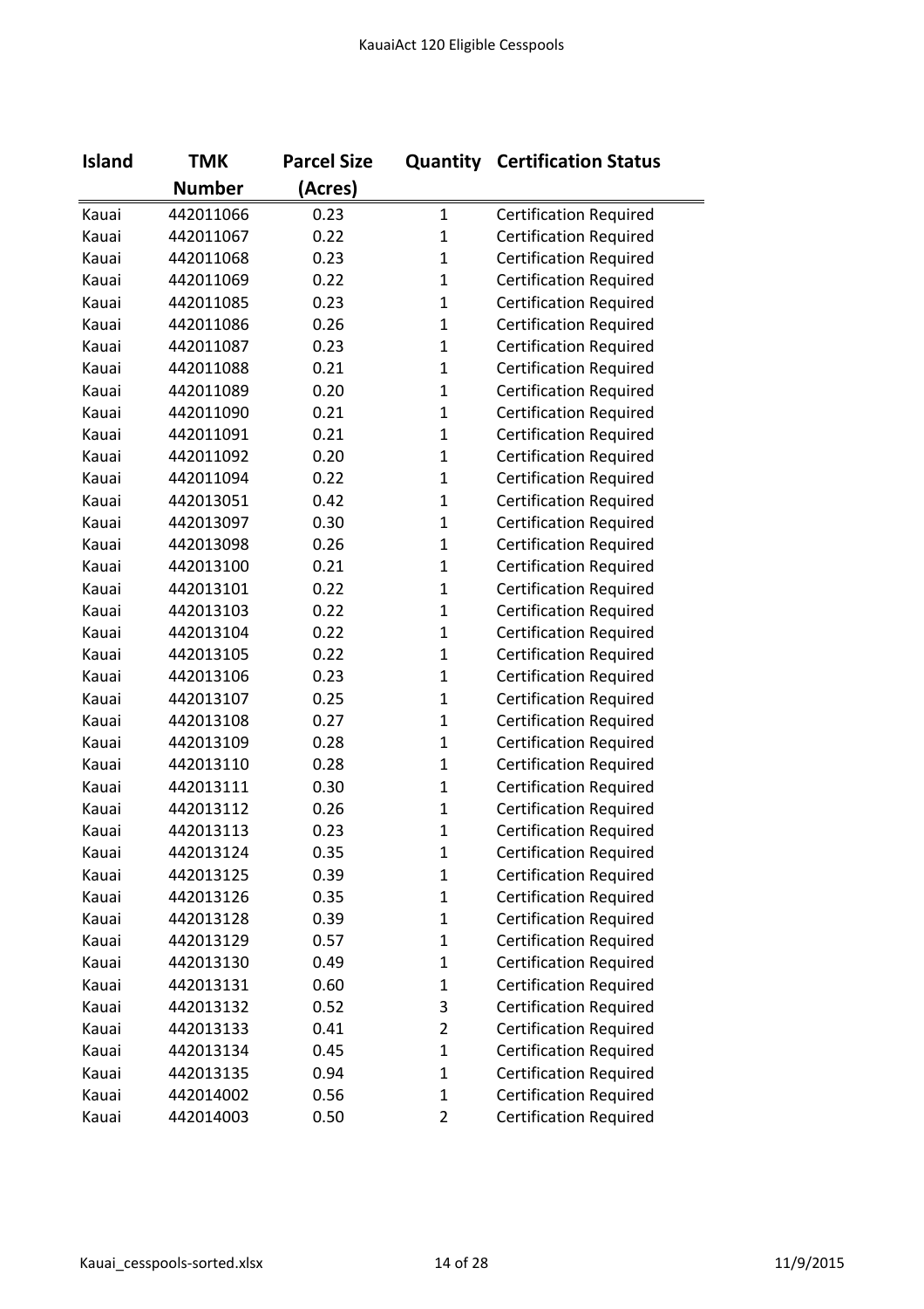| Island | TMK Number | Parcel Size (Acres) | Quantity | Certification Status |
|---|---|---|---|---|
| Kauai | 442011066 | 0.23 | 1 | Certification Required |
| Kauai | 442011067 | 0.22 | 1 | Certification Required |
| Kauai | 442011068 | 0.23 | 1 | Certification Required |
| Kauai | 442011069 | 0.22 | 1 | Certification Required |
| Kauai | 442011085 | 0.23 | 1 | Certification Required |
| Kauai | 442011086 | 0.26 | 1 | Certification Required |
| Kauai | 442011087 | 0.23 | 1 | Certification Required |
| Kauai | 442011088 | 0.21 | 1 | Certification Required |
| Kauai | 442011089 | 0.20 | 1 | Certification Required |
| Kauai | 442011090 | 0.21 | 1 | Certification Required |
| Kauai | 442011091 | 0.21 | 1 | Certification Required |
| Kauai | 442011092 | 0.20 | 1 | Certification Required |
| Kauai | 442011094 | 0.22 | 1 | Certification Required |
| Kauai | 442013051 | 0.42 | 1 | Certification Required |
| Kauai | 442013097 | 0.30 | 1 | Certification Required |
| Kauai | 442013098 | 0.26 | 1 | Certification Required |
| Kauai | 442013100 | 0.21 | 1 | Certification Required |
| Kauai | 442013101 | 0.22 | 1 | Certification Required |
| Kauai | 442013103 | 0.22 | 1 | Certification Required |
| Kauai | 442013104 | 0.22 | 1 | Certification Required |
| Kauai | 442013105 | 0.22 | 1 | Certification Required |
| Kauai | 442013106 | 0.23 | 1 | Certification Required |
| Kauai | 442013107 | 0.25 | 1 | Certification Required |
| Kauai | 442013108 | 0.27 | 1 | Certification Required |
| Kauai | 442013109 | 0.28 | 1 | Certification Required |
| Kauai | 442013110 | 0.28 | 1 | Certification Required |
| Kauai | 442013111 | 0.30 | 1 | Certification Required |
| Kauai | 442013112 | 0.26 | 1 | Certification Required |
| Kauai | 442013113 | 0.23 | 1 | Certification Required |
| Kauai | 442013124 | 0.35 | 1 | Certification Required |
| Kauai | 442013125 | 0.39 | 1 | Certification Required |
| Kauai | 442013126 | 0.35 | 1 | Certification Required |
| Kauai | 442013128 | 0.39 | 1 | Certification Required |
| Kauai | 442013129 | 0.57 | 1 | Certification Required |
| Kauai | 442013130 | 0.49 | 1 | Certification Required |
| Kauai | 442013131 | 0.60 | 1 | Certification Required |
| Kauai | 442013132 | 0.52 | 3 | Certification Required |
| Kauai | 442013133 | 0.41 | 2 | Certification Required |
| Kauai | 442013134 | 0.45 | 1 | Certification Required |
| Kauai | 442013135 | 0.94 | 1 | Certification Required |
| Kauai | 442014002 | 0.56 | 1 | Certification Required |
| Kauai | 442014003 | 0.50 | 2 | Certification Required |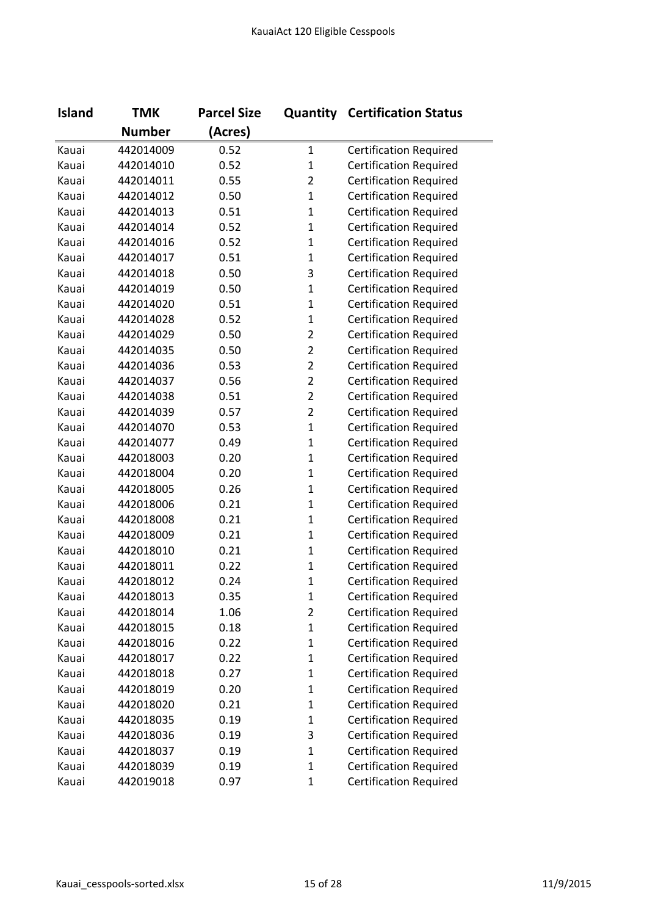| Island | TMK Number | Parcel Size (Acres) | Quantity | Certification Status |
|---|---|---|---|---|
| Kauai | 442014009 | 0.52 | 1 | Certification Required |
| Kauai | 442014010 | 0.52 | 1 | Certification Required |
| Kauai | 442014011 | 0.55 | 2 | Certification Required |
| Kauai | 442014012 | 0.50 | 1 | Certification Required |
| Kauai | 442014013 | 0.51 | 1 | Certification Required |
| Kauai | 442014014 | 0.52 | 1 | Certification Required |
| Kauai | 442014016 | 0.52 | 1 | Certification Required |
| Kauai | 442014017 | 0.51 | 1 | Certification Required |
| Kauai | 442014018 | 0.50 | 3 | Certification Required |
| Kauai | 442014019 | 0.50 | 1 | Certification Required |
| Kauai | 442014020 | 0.51 | 1 | Certification Required |
| Kauai | 442014028 | 0.52 | 1 | Certification Required |
| Kauai | 442014029 | 0.50 | 2 | Certification Required |
| Kauai | 442014035 | 0.50 | 2 | Certification Required |
| Kauai | 442014036 | 0.53 | 2 | Certification Required |
| Kauai | 442014037 | 0.56 | 2 | Certification Required |
| Kauai | 442014038 | 0.51 | 2 | Certification Required |
| Kauai | 442014039 | 0.57 | 2 | Certification Required |
| Kauai | 442014070 | 0.53 | 1 | Certification Required |
| Kauai | 442014077 | 0.49 | 1 | Certification Required |
| Kauai | 442018003 | 0.20 | 1 | Certification Required |
| Kauai | 442018004 | 0.20 | 1 | Certification Required |
| Kauai | 442018005 | 0.26 | 1 | Certification Required |
| Kauai | 442018006 | 0.21 | 1 | Certification Required |
| Kauai | 442018008 | 0.21 | 1 | Certification Required |
| Kauai | 442018009 | 0.21 | 1 | Certification Required |
| Kauai | 442018010 | 0.21 | 1 | Certification Required |
| Kauai | 442018011 | 0.22 | 1 | Certification Required |
| Kauai | 442018012 | 0.24 | 1 | Certification Required |
| Kauai | 442018013 | 0.35 | 1 | Certification Required |
| Kauai | 442018014 | 1.06 | 2 | Certification Required |
| Kauai | 442018015 | 0.18 | 1 | Certification Required |
| Kauai | 442018016 | 0.22 | 1 | Certification Required |
| Kauai | 442018017 | 0.22 | 1 | Certification Required |
| Kauai | 442018018 | 0.27 | 1 | Certification Required |
| Kauai | 442018019 | 0.20 | 1 | Certification Required |
| Kauai | 442018020 | 0.21 | 1 | Certification Required |
| Kauai | 442018035 | 0.19 | 1 | Certification Required |
| Kauai | 442018036 | 0.19 | 3 | Certification Required |
| Kauai | 442018037 | 0.19 | 1 | Certification Required |
| Kauai | 442018039 | 0.19 | 1 | Certification Required |
| Kauai | 442019018 | 0.97 | 1 | Certification Required |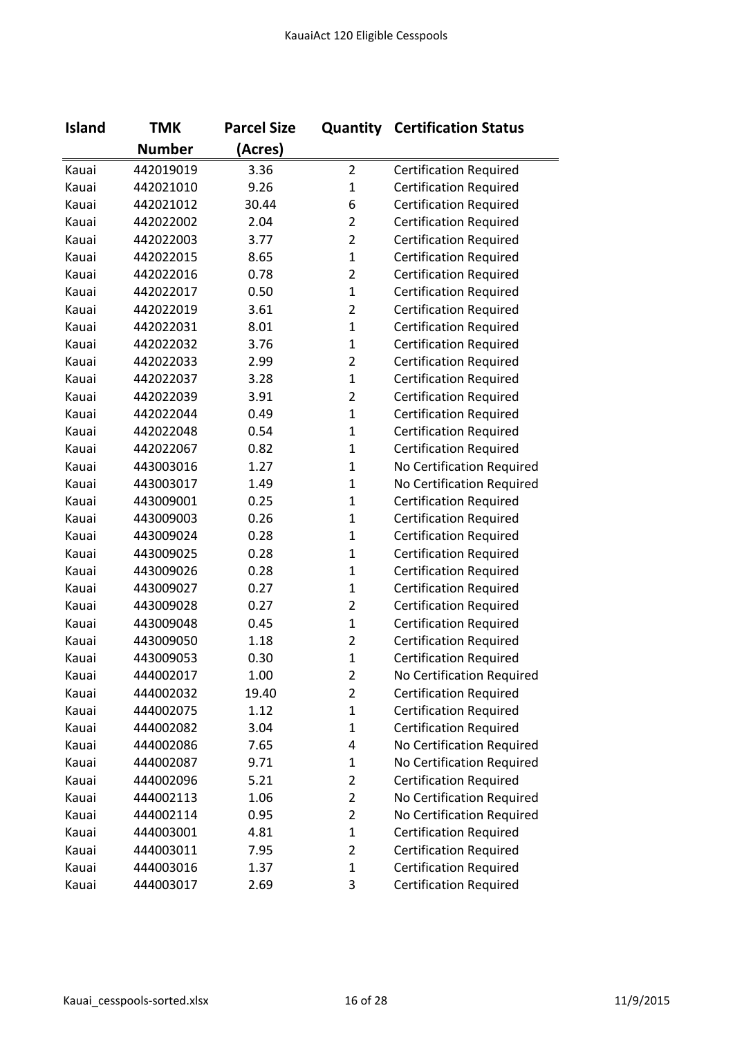| Island | TMK Number | Parcel Size (Acres) | Quantity | Certification Status |
|---|---|---|---|---|
| Kauai | 442019019 | 3.36 | 2 | Certification Required |
| Kauai | 442021010 | 9.26 | 1 | Certification Required |
| Kauai | 442021012 | 30.44 | 6 | Certification Required |
| Kauai | 442022002 | 2.04 | 2 | Certification Required |
| Kauai | 442022003 | 3.77 | 2 | Certification Required |
| Kauai | 442022015 | 8.65 | 1 | Certification Required |
| Kauai | 442022016 | 0.78 | 2 | Certification Required |
| Kauai | 442022017 | 0.50 | 1 | Certification Required |
| Kauai | 442022019 | 3.61 | 2 | Certification Required |
| Kauai | 442022031 | 8.01 | 1 | Certification Required |
| Kauai | 442022032 | 3.76 | 1 | Certification Required |
| Kauai | 442022033 | 2.99 | 2 | Certification Required |
| Kauai | 442022037 | 3.28 | 1 | Certification Required |
| Kauai | 442022039 | 3.91 | 2 | Certification Required |
| Kauai | 442022044 | 0.49 | 1 | Certification Required |
| Kauai | 442022048 | 0.54 | 1 | Certification Required |
| Kauai | 442022067 | 0.82 | 1 | Certification Required |
| Kauai | 443003016 | 1.27 | 1 | No Certification Required |
| Kauai | 443003017 | 1.49 | 1 | No Certification Required |
| Kauai | 443009001 | 0.25 | 1 | Certification Required |
| Kauai | 443009003 | 0.26 | 1 | Certification Required |
| Kauai | 443009024 | 0.28 | 1 | Certification Required |
| Kauai | 443009025 | 0.28 | 1 | Certification Required |
| Kauai | 443009026 | 0.28 | 1 | Certification Required |
| Kauai | 443009027 | 0.27 | 1 | Certification Required |
| Kauai | 443009028 | 0.27 | 2 | Certification Required |
| Kauai | 443009048 | 0.45 | 1 | Certification Required |
| Kauai | 443009050 | 1.18 | 2 | Certification Required |
| Kauai | 443009053 | 0.30 | 1 | Certification Required |
| Kauai | 444002017 | 1.00 | 2 | No Certification Required |
| Kauai | 444002032 | 19.40 | 2 | Certification Required |
| Kauai | 444002075 | 1.12 | 1 | Certification Required |
| Kauai | 444002082 | 3.04 | 1 | Certification Required |
| Kauai | 444002086 | 7.65 | 4 | No Certification Required |
| Kauai | 444002087 | 9.71 | 1 | No Certification Required |
| Kauai | 444002096 | 5.21 | 2 | Certification Required |
| Kauai | 444002113 | 1.06 | 2 | No Certification Required |
| Kauai | 444002114 | 0.95 | 2 | No Certification Required |
| Kauai | 444003001 | 4.81 | 1 | Certification Required |
| Kauai | 444003011 | 7.95 | 2 | Certification Required |
| Kauai | 444003016 | 1.37 | 1 | Certification Required |
| Kauai | 444003017 | 2.69 | 3 | Certification Required |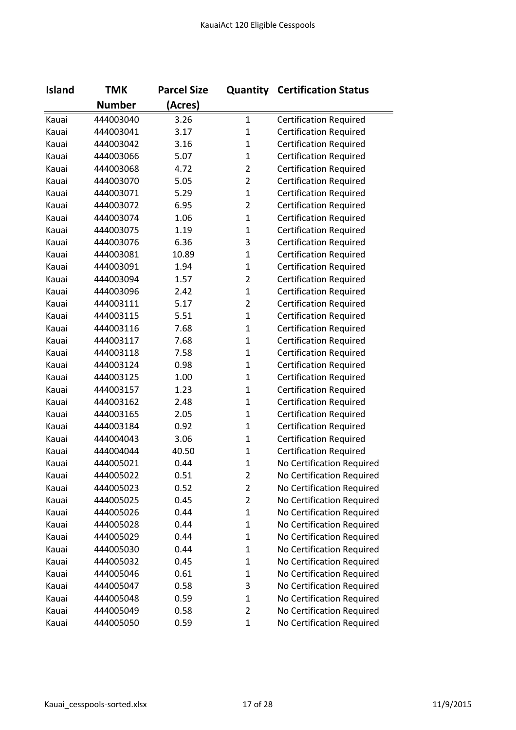| Island | TMK Number | Parcel Size (Acres) | Quantity | Certification Status |
|---|---|---|---|---|
| Kauai | 444003040 | 3.26 | 1 | Certification Required |
| Kauai | 444003041 | 3.17 | 1 | Certification Required |
| Kauai | 444003042 | 3.16 | 1 | Certification Required |
| Kauai | 444003066 | 5.07 | 1 | Certification Required |
| Kauai | 444003068 | 4.72 | 2 | Certification Required |
| Kauai | 444003070 | 5.05 | 2 | Certification Required |
| Kauai | 444003071 | 5.29 | 1 | Certification Required |
| Kauai | 444003072 | 6.95 | 2 | Certification Required |
| Kauai | 444003074 | 1.06 | 1 | Certification Required |
| Kauai | 444003075 | 1.19 | 1 | Certification Required |
| Kauai | 444003076 | 6.36 | 3 | Certification Required |
| Kauai | 444003081 | 10.89 | 1 | Certification Required |
| Kauai | 444003091 | 1.94 | 1 | Certification Required |
| Kauai | 444003094 | 1.57 | 2 | Certification Required |
| Kauai | 444003096 | 2.42 | 1 | Certification Required |
| Kauai | 444003111 | 5.17 | 2 | Certification Required |
| Kauai | 444003115 | 5.51 | 1 | Certification Required |
| Kauai | 444003116 | 7.68 | 1 | Certification Required |
| Kauai | 444003117 | 7.68 | 1 | Certification Required |
| Kauai | 444003118 | 7.58 | 1 | Certification Required |
| Kauai | 444003124 | 0.98 | 1 | Certification Required |
| Kauai | 444003125 | 1.00 | 1 | Certification Required |
| Kauai | 444003157 | 1.23 | 1 | Certification Required |
| Kauai | 444003162 | 2.48 | 1 | Certification Required |
| Kauai | 444003165 | 2.05 | 1 | Certification Required |
| Kauai | 444003184 | 0.92 | 1 | Certification Required |
| Kauai | 444004043 | 3.06 | 1 | Certification Required |
| Kauai | 444004044 | 40.50 | 1 | Certification Required |
| Kauai | 444005021 | 0.44 | 1 | No Certification Required |
| Kauai | 444005022 | 0.51 | 2 | No Certification Required |
| Kauai | 444005023 | 0.52 | 2 | No Certification Required |
| Kauai | 444005025 | 0.45 | 2 | No Certification Required |
| Kauai | 444005026 | 0.44 | 1 | No Certification Required |
| Kauai | 444005028 | 0.44 | 1 | No Certification Required |
| Kauai | 444005029 | 0.44 | 1 | No Certification Required |
| Kauai | 444005030 | 0.44 | 1 | No Certification Required |
| Kauai | 444005032 | 0.45 | 1 | No Certification Required |
| Kauai | 444005046 | 0.61 | 1 | No Certification Required |
| Kauai | 444005047 | 0.58 | 3 | No Certification Required |
| Kauai | 444005048 | 0.59 | 1 | No Certification Required |
| Kauai | 444005049 | 0.58 | 2 | No Certification Required |
| Kauai | 444005050 | 0.59 | 1 | No Certification Required |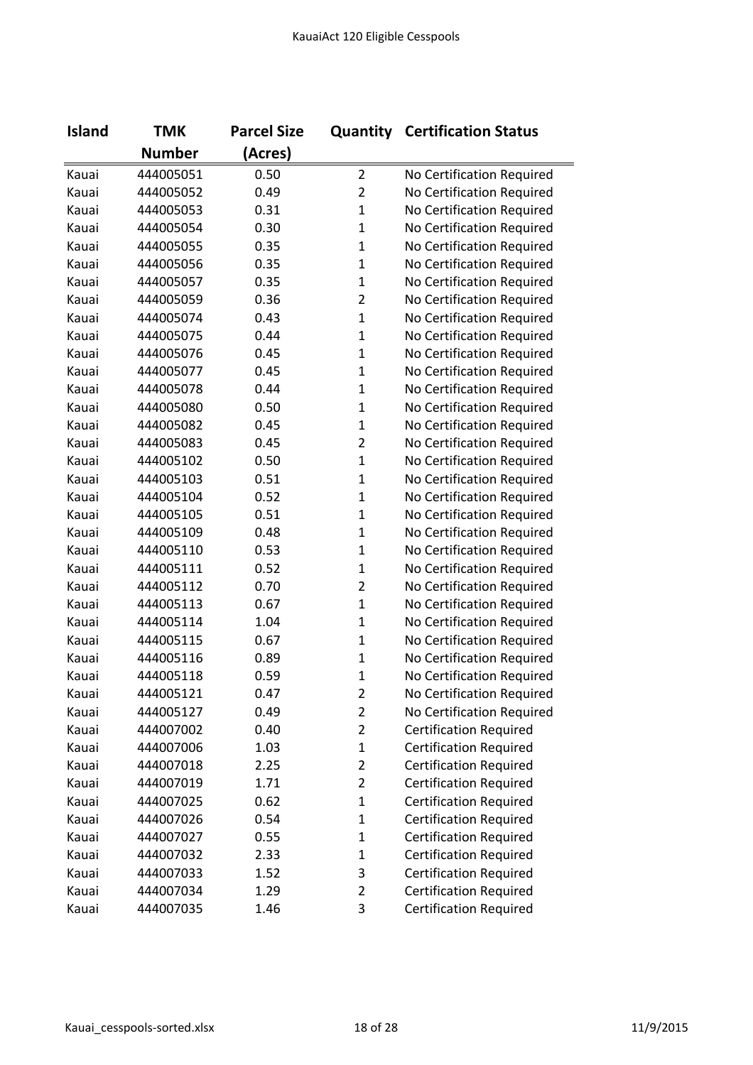| Island | TMK Number | Parcel Size (Acres) | Quantity | Certification Status |
|---|---|---|---|---|
| Kauai | 444005051 | 0.50 | 2 | No Certification Required |
| Kauai | 444005052 | 0.49 | 2 | No Certification Required |
| Kauai | 444005053 | 0.31 | 1 | No Certification Required |
| Kauai | 444005054 | 0.30 | 1 | No Certification Required |
| Kauai | 444005055 | 0.35 | 1 | No Certification Required |
| Kauai | 444005056 | 0.35 | 1 | No Certification Required |
| Kauai | 444005057 | 0.35 | 1 | No Certification Required |
| Kauai | 444005059 | 0.36 | 2 | No Certification Required |
| Kauai | 444005074 | 0.43 | 1 | No Certification Required |
| Kauai | 444005075 | 0.44 | 1 | No Certification Required |
| Kauai | 444005076 | 0.45 | 1 | No Certification Required |
| Kauai | 444005077 | 0.45 | 1 | No Certification Required |
| Kauai | 444005078 | 0.44 | 1 | No Certification Required |
| Kauai | 444005080 | 0.50 | 1 | No Certification Required |
| Kauai | 444005082 | 0.45 | 1 | No Certification Required |
| Kauai | 444005083 | 0.45 | 2 | No Certification Required |
| Kauai | 444005102 | 0.50 | 1 | No Certification Required |
| Kauai | 444005103 | 0.51 | 1 | No Certification Required |
| Kauai | 444005104 | 0.52 | 1 | No Certification Required |
| Kauai | 444005105 | 0.51 | 1 | No Certification Required |
| Kauai | 444005109 | 0.48 | 1 | No Certification Required |
| Kauai | 444005110 | 0.53 | 1 | No Certification Required |
| Kauai | 444005111 | 0.52 | 1 | No Certification Required |
| Kauai | 444005112 | 0.70 | 2 | No Certification Required |
| Kauai | 444005113 | 0.67 | 1 | No Certification Required |
| Kauai | 444005114 | 1.04 | 1 | No Certification Required |
| Kauai | 444005115 | 0.67 | 1 | No Certification Required |
| Kauai | 444005116 | 0.89 | 1 | No Certification Required |
| Kauai | 444005118 | 0.59 | 1 | No Certification Required |
| Kauai | 444005121 | 0.47 | 2 | No Certification Required |
| Kauai | 444005127 | 0.49 | 2 | No Certification Required |
| Kauai | 444007002 | 0.40 | 2 | Certification Required |
| Kauai | 444007006 | 1.03 | 1 | Certification Required |
| Kauai | 444007018 | 2.25 | 2 | Certification Required |
| Kauai | 444007019 | 1.71 | 2 | Certification Required |
| Kauai | 444007025 | 0.62 | 1 | Certification Required |
| Kauai | 444007026 | 0.54 | 1 | Certification Required |
| Kauai | 444007027 | 0.55 | 1 | Certification Required |
| Kauai | 444007032 | 2.33 | 1 | Certification Required |
| Kauai | 444007033 | 1.52 | 3 | Certification Required |
| Kauai | 444007034 | 1.29 | 2 | Certification Required |
| Kauai | 444007035 | 1.46 | 3 | Certification Required |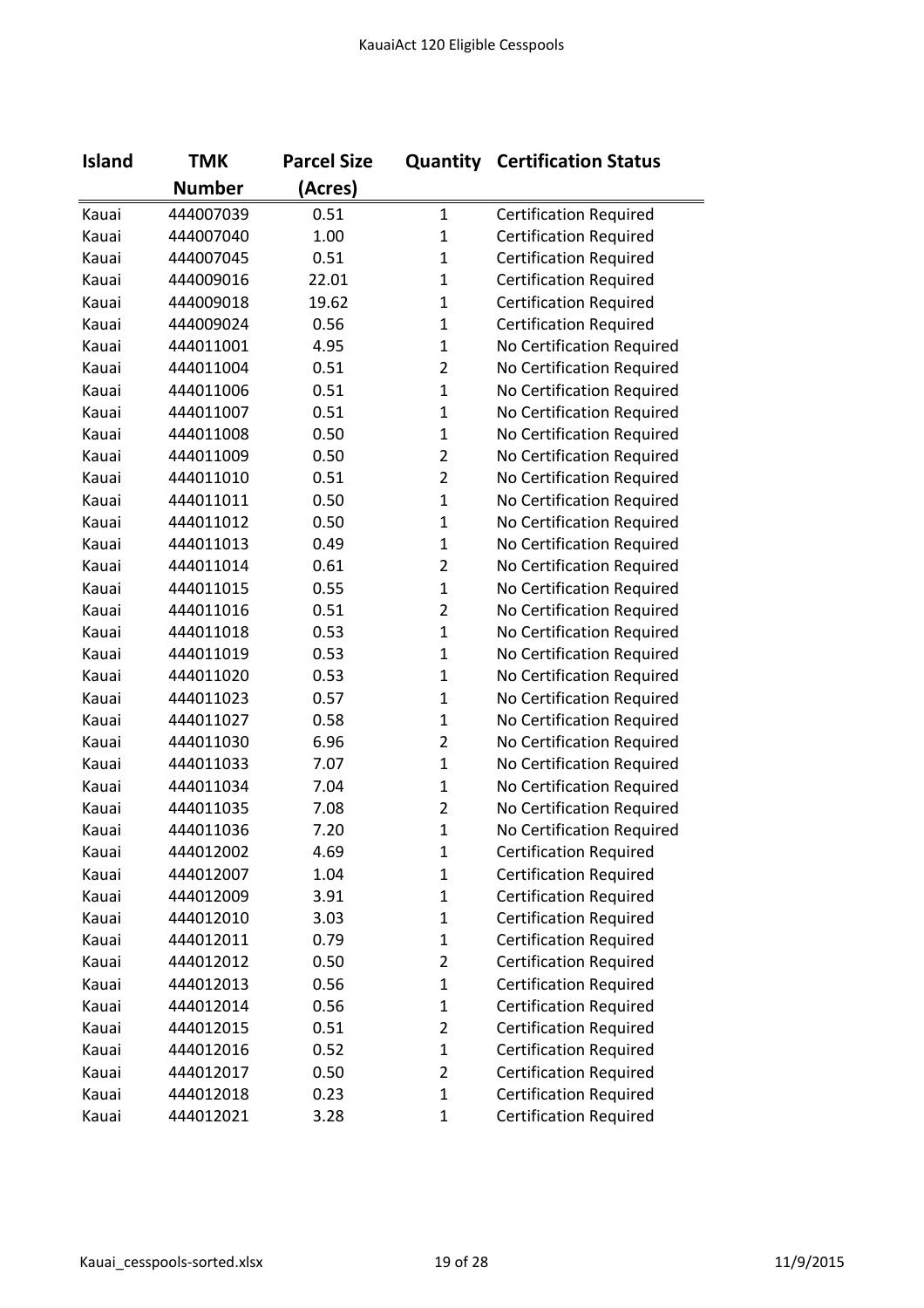| Island | TMK Number | Parcel Size (Acres) | Quantity | Certification Status |
|---|---|---|---|---|
| Kauai | 444007039 | 0.51 | 1 | Certification Required |
| Kauai | 444007040 | 1.00 | 1 | Certification Required |
| Kauai | 444007045 | 0.51 | 1 | Certification Required |
| Kauai | 444009016 | 22.01 | 1 | Certification Required |
| Kauai | 444009018 | 19.62 | 1 | Certification Required |
| Kauai | 444009024 | 0.56 | 1 | Certification Required |
| Kauai | 444011001 | 4.95 | 1 | No Certification Required |
| Kauai | 444011004 | 0.51 | 2 | No Certification Required |
| Kauai | 444011006 | 0.51 | 1 | No Certification Required |
| Kauai | 444011007 | 0.51 | 1 | No Certification Required |
| Kauai | 444011008 | 0.50 | 1 | No Certification Required |
| Kauai | 444011009 | 0.50 | 2 | No Certification Required |
| Kauai | 444011010 | 0.51 | 2 | No Certification Required |
| Kauai | 444011011 | 0.50 | 1 | No Certification Required |
| Kauai | 444011012 | 0.50 | 1 | No Certification Required |
| Kauai | 444011013 | 0.49 | 1 | No Certification Required |
| Kauai | 444011014 | 0.61 | 2 | No Certification Required |
| Kauai | 444011015 | 0.55 | 1 | No Certification Required |
| Kauai | 444011016 | 0.51 | 2 | No Certification Required |
| Kauai | 444011018 | 0.53 | 1 | No Certification Required |
| Kauai | 444011019 | 0.53 | 1 | No Certification Required |
| Kauai | 444011020 | 0.53 | 1 | No Certification Required |
| Kauai | 444011023 | 0.57 | 1 | No Certification Required |
| Kauai | 444011027 | 0.58 | 1 | No Certification Required |
| Kauai | 444011030 | 6.96 | 2 | No Certification Required |
| Kauai | 444011033 | 7.07 | 1 | No Certification Required |
| Kauai | 444011034 | 7.04 | 1 | No Certification Required |
| Kauai | 444011035 | 7.08 | 2 | No Certification Required |
| Kauai | 444011036 | 7.20 | 1 | No Certification Required |
| Kauai | 444012002 | 4.69 | 1 | Certification Required |
| Kauai | 444012007 | 1.04 | 1 | Certification Required |
| Kauai | 444012009 | 3.91 | 1 | Certification Required |
| Kauai | 444012010 | 3.03 | 1 | Certification Required |
| Kauai | 444012011 | 0.79 | 1 | Certification Required |
| Kauai | 444012012 | 0.50 | 2 | Certification Required |
| Kauai | 444012013 | 0.56 | 1 | Certification Required |
| Kauai | 444012014 | 0.56 | 1 | Certification Required |
| Kauai | 444012015 | 0.51 | 2 | Certification Required |
| Kauai | 444012016 | 0.52 | 1 | Certification Required |
| Kauai | 444012017 | 0.50 | 2 | Certification Required |
| Kauai | 444012018 | 0.23 | 1 | Certification Required |
| Kauai | 444012021 | 3.28 | 1 | Certification Required |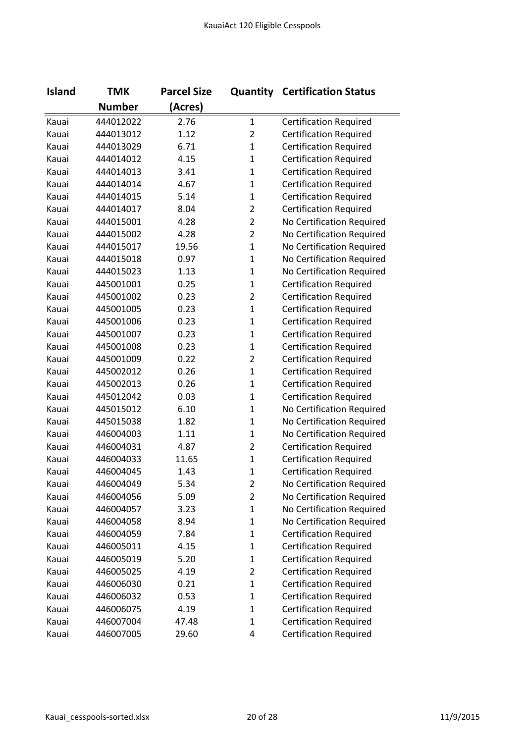| Island | TMK Number | Parcel Size (Acres) | Quantity | Certification Status |
|---|---|---|---|---|
| Kauai | 444012022 | 2.76 | 1 | Certification Required |
| Kauai | 444013012 | 1.12 | 2 | Certification Required |
| Kauai | 444013029 | 6.71 | 1 | Certification Required |
| Kauai | 444014012 | 4.15 | 1 | Certification Required |
| Kauai | 444014013 | 3.41 | 1 | Certification Required |
| Kauai | 444014014 | 4.67 | 1 | Certification Required |
| Kauai | 444014015 | 5.14 | 1 | Certification Required |
| Kauai | 444014017 | 8.04 | 2 | Certification Required |
| Kauai | 444015001 | 4.28 | 2 | No Certification Required |
| Kauai | 444015002 | 4.28 | 2 | No Certification Required |
| Kauai | 444015017 | 19.56 | 1 | No Certification Required |
| Kauai | 444015018 | 0.97 | 1 | No Certification Required |
| Kauai | 444015023 | 1.13 | 1 | No Certification Required |
| Kauai | 445001001 | 0.25 | 1 | Certification Required |
| Kauai | 445001002 | 0.23 | 2 | Certification Required |
| Kauai | 445001005 | 0.23 | 1 | Certification Required |
| Kauai | 445001006 | 0.23 | 1 | Certification Required |
| Kauai | 445001007 | 0.23 | 1 | Certification Required |
| Kauai | 445001008 | 0.23 | 1 | Certification Required |
| Kauai | 445001009 | 0.22 | 2 | Certification Required |
| Kauai | 445002012 | 0.26 | 1 | Certification Required |
| Kauai | 445002013 | 0.26 | 1 | Certification Required |
| Kauai | 445012042 | 0.03 | 1 | Certification Required |
| Kauai | 445015012 | 6.10 | 1 | No Certification Required |
| Kauai | 445015038 | 1.82 | 1 | No Certification Required |
| Kauai | 446004003 | 1.11 | 1 | No Certification Required |
| Kauai | 446004031 | 4.87 | 2 | Certification Required |
| Kauai | 446004033 | 11.65 | 1 | Certification Required |
| Kauai | 446004045 | 1.43 | 1 | Certification Required |
| Kauai | 446004049 | 5.34 | 2 | No Certification Required |
| Kauai | 446004056 | 5.09 | 2 | No Certification Required |
| Kauai | 446004057 | 3.23 | 1 | No Certification Required |
| Kauai | 446004058 | 8.94 | 1 | No Certification Required |
| Kauai | 446004059 | 7.84 | 1 | Certification Required |
| Kauai | 446005011 | 4.15 | 1 | Certification Required |
| Kauai | 446005019 | 5.20 | 1 | Certification Required |
| Kauai | 446005025 | 4.19 | 2 | Certification Required |
| Kauai | 446006030 | 0.21 | 1 | Certification Required |
| Kauai | 446006032 | 0.53 | 1 | Certification Required |
| Kauai | 446006075 | 4.19 | 1 | Certification Required |
| Kauai | 446007004 | 47.48 | 1 | Certification Required |
| Kauai | 446007005 | 29.60 | 4 | Certification Required |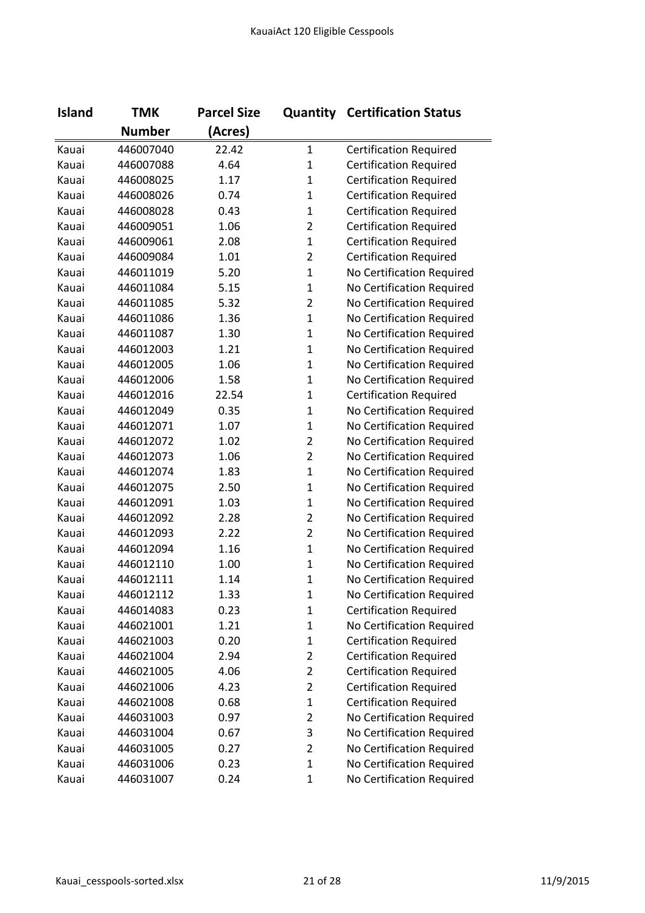| Island | TMK Number | Parcel Size (Acres) | Quantity | Certification Status |
|---|---|---|---|---|
| Kauai | 446007040 | 22.42 | 1 | Certification Required |
| Kauai | 446007088 | 4.64 | 1 | Certification Required |
| Kauai | 446008025 | 1.17 | 1 | Certification Required |
| Kauai | 446008026 | 0.74 | 1 | Certification Required |
| Kauai | 446008028 | 0.43 | 1 | Certification Required |
| Kauai | 446009051 | 1.06 | 2 | Certification Required |
| Kauai | 446009061 | 2.08 | 1 | Certification Required |
| Kauai | 446009084 | 1.01 | 2 | Certification Required |
| Kauai | 446011019 | 5.20 | 1 | No Certification Required |
| Kauai | 446011084 | 5.15 | 1 | No Certification Required |
| Kauai | 446011085 | 5.32 | 2 | No Certification Required |
| Kauai | 446011086 | 1.36 | 1 | No Certification Required |
| Kauai | 446011087 | 1.30 | 1 | No Certification Required |
| Kauai | 446012003 | 1.21 | 1 | No Certification Required |
| Kauai | 446012005 | 1.06 | 1 | No Certification Required |
| Kauai | 446012006 | 1.58 | 1 | No Certification Required |
| Kauai | 446012016 | 22.54 | 1 | Certification Required |
| Kauai | 446012049 | 0.35 | 1 | No Certification Required |
| Kauai | 446012071 | 1.07 | 1 | No Certification Required |
| Kauai | 446012072 | 1.02 | 2 | No Certification Required |
| Kauai | 446012073 | 1.06 | 2 | No Certification Required |
| Kauai | 446012074 | 1.83 | 1 | No Certification Required |
| Kauai | 446012075 | 2.50 | 1 | No Certification Required |
| Kauai | 446012091 | 1.03 | 1 | No Certification Required |
| Kauai | 446012092 | 2.28 | 2 | No Certification Required |
| Kauai | 446012093 | 2.22 | 2 | No Certification Required |
| Kauai | 446012094 | 1.16 | 1 | No Certification Required |
| Kauai | 446012110 | 1.00 | 1 | No Certification Required |
| Kauai | 446012111 | 1.14 | 1 | No Certification Required |
| Kauai | 446012112 | 1.33 | 1 | No Certification Required |
| Kauai | 446014083 | 0.23 | 1 | Certification Required |
| Kauai | 446021001 | 1.21 | 1 | No Certification Required |
| Kauai | 446021003 | 0.20 | 1 | Certification Required |
| Kauai | 446021004 | 2.94 | 2 | Certification Required |
| Kauai | 446021005 | 4.06 | 2 | Certification Required |
| Kauai | 446021006 | 4.23 | 2 | Certification Required |
| Kauai | 446021008 | 0.68 | 1 | Certification Required |
| Kauai | 446031003 | 0.97 | 2 | No Certification Required |
| Kauai | 446031004 | 0.67 | 3 | No Certification Required |
| Kauai | 446031005 | 0.27 | 2 | No Certification Required |
| Kauai | 446031006 | 0.23 | 1 | No Certification Required |
| Kauai | 446031007 | 0.24 | 1 | No Certification Required |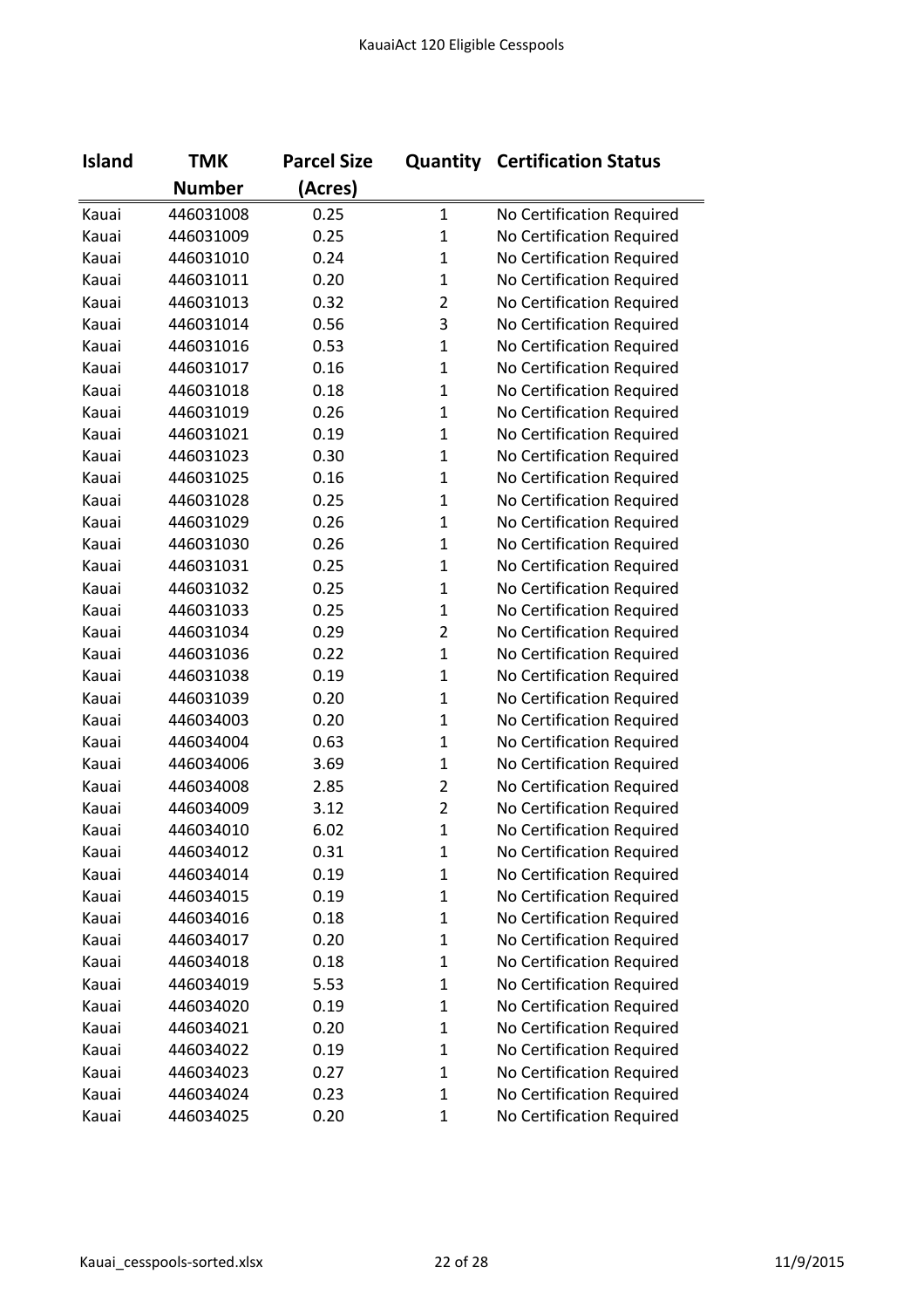| Island | TMK Number | Parcel Size (Acres) | Quantity | Certification Status |
|---|---|---|---|---|
| Kauai | 446031008 | 0.25 | 1 | No Certification Required |
| Kauai | 446031009 | 0.25 | 1 | No Certification Required |
| Kauai | 446031010 | 0.24 | 1 | No Certification Required |
| Kauai | 446031011 | 0.20 | 1 | No Certification Required |
| Kauai | 446031013 | 0.32 | 2 | No Certification Required |
| Kauai | 446031014 | 0.56 | 3 | No Certification Required |
| Kauai | 446031016 | 0.53 | 1 | No Certification Required |
| Kauai | 446031017 | 0.16 | 1 | No Certification Required |
| Kauai | 446031018 | 0.18 | 1 | No Certification Required |
| Kauai | 446031019 | 0.26 | 1 | No Certification Required |
| Kauai | 446031021 | 0.19 | 1 | No Certification Required |
| Kauai | 446031023 | 0.30 | 1 | No Certification Required |
| Kauai | 446031025 | 0.16 | 1 | No Certification Required |
| Kauai | 446031028 | 0.25 | 1 | No Certification Required |
| Kauai | 446031029 | 0.26 | 1 | No Certification Required |
| Kauai | 446031030 | 0.26 | 1 | No Certification Required |
| Kauai | 446031031 | 0.25 | 1 | No Certification Required |
| Kauai | 446031032 | 0.25 | 1 | No Certification Required |
| Kauai | 446031033 | 0.25 | 1 | No Certification Required |
| Kauai | 446031034 | 0.29 | 2 | No Certification Required |
| Kauai | 446031036 | 0.22 | 1 | No Certification Required |
| Kauai | 446031038 | 0.19 | 1 | No Certification Required |
| Kauai | 446031039 | 0.20 | 1 | No Certification Required |
| Kauai | 446034003 | 0.20 | 1 | No Certification Required |
| Kauai | 446034004 | 0.63 | 1 | No Certification Required |
| Kauai | 446034006 | 3.69 | 1 | No Certification Required |
| Kauai | 446034008 | 2.85 | 2 | No Certification Required |
| Kauai | 446034009 | 3.12 | 2 | No Certification Required |
| Kauai | 446034010 | 6.02 | 1 | No Certification Required |
| Kauai | 446034012 | 0.31 | 1 | No Certification Required |
| Kauai | 446034014 | 0.19 | 1 | No Certification Required |
| Kauai | 446034015 | 0.19 | 1 | No Certification Required |
| Kauai | 446034016 | 0.18 | 1 | No Certification Required |
| Kauai | 446034017 | 0.20 | 1 | No Certification Required |
| Kauai | 446034018 | 0.18 | 1 | No Certification Required |
| Kauai | 446034019 | 5.53 | 1 | No Certification Required |
| Kauai | 446034020 | 0.19 | 1 | No Certification Required |
| Kauai | 446034021 | 0.20 | 1 | No Certification Required |
| Kauai | 446034022 | 0.19 | 1 | No Certification Required |
| Kauai | 446034023 | 0.27 | 1 | No Certification Required |
| Kauai | 446034024 | 0.23 | 1 | No Certification Required |
| Kauai | 446034025 | 0.20 | 1 | No Certification Required |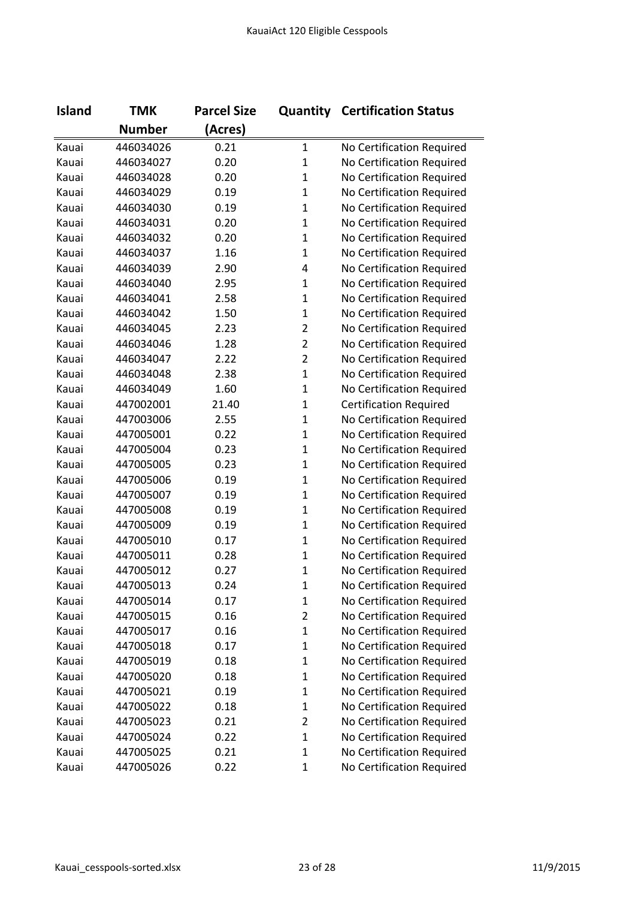| Island | TMK Number | Parcel Size (Acres) | Quantity | Certification Status |
|---|---|---|---|---|
| Kauai | 446034026 | 0.21 | 1 | No Certification Required |
| Kauai | 446034027 | 0.20 | 1 | No Certification Required |
| Kauai | 446034028 | 0.20 | 1 | No Certification Required |
| Kauai | 446034029 | 0.19 | 1 | No Certification Required |
| Kauai | 446034030 | 0.19 | 1 | No Certification Required |
| Kauai | 446034031 | 0.20 | 1 | No Certification Required |
| Kauai | 446034032 | 0.20 | 1 | No Certification Required |
| Kauai | 446034037 | 1.16 | 1 | No Certification Required |
| Kauai | 446034039 | 2.90 | 4 | No Certification Required |
| Kauai | 446034040 | 2.95 | 1 | No Certification Required |
| Kauai | 446034041 | 2.58 | 1 | No Certification Required |
| Kauai | 446034042 | 1.50 | 1 | No Certification Required |
| Kauai | 446034045 | 2.23 | 2 | No Certification Required |
| Kauai | 446034046 | 1.28 | 2 | No Certification Required |
| Kauai | 446034047 | 2.22 | 2 | No Certification Required |
| Kauai | 446034048 | 2.38 | 1 | No Certification Required |
| Kauai | 446034049 | 1.60 | 1 | No Certification Required |
| Kauai | 447002001 | 21.40 | 1 | Certification Required |
| Kauai | 447003006 | 2.55 | 1 | No Certification Required |
| Kauai | 447005001 | 0.22 | 1 | No Certification Required |
| Kauai | 447005004 | 0.23 | 1 | No Certification Required |
| Kauai | 447005005 | 0.23 | 1 | No Certification Required |
| Kauai | 447005006 | 0.19 | 1 | No Certification Required |
| Kauai | 447005007 | 0.19 | 1 | No Certification Required |
| Kauai | 447005008 | 0.19 | 1 | No Certification Required |
| Kauai | 447005009 | 0.19 | 1 | No Certification Required |
| Kauai | 447005010 | 0.17 | 1 | No Certification Required |
| Kauai | 447005011 | 0.28 | 1 | No Certification Required |
| Kauai | 447005012 | 0.27 | 1 | No Certification Required |
| Kauai | 447005013 | 0.24 | 1 | No Certification Required |
| Kauai | 447005014 | 0.17 | 1 | No Certification Required |
| Kauai | 447005015 | 0.16 | 2 | No Certification Required |
| Kauai | 447005017 | 0.16 | 1 | No Certification Required |
| Kauai | 447005018 | 0.17 | 1 | No Certification Required |
| Kauai | 447005019 | 0.18 | 1 | No Certification Required |
| Kauai | 447005020 | 0.18 | 1 | No Certification Required |
| Kauai | 447005021 | 0.19 | 1 | No Certification Required |
| Kauai | 447005022 | 0.18 | 1 | No Certification Required |
| Kauai | 447005023 | 0.21 | 2 | No Certification Required |
| Kauai | 447005024 | 0.22 | 1 | No Certification Required |
| Kauai | 447005025 | 0.21 | 1 | No Certification Required |
| Kauai | 447005026 | 0.22 | 1 | No Certification Required |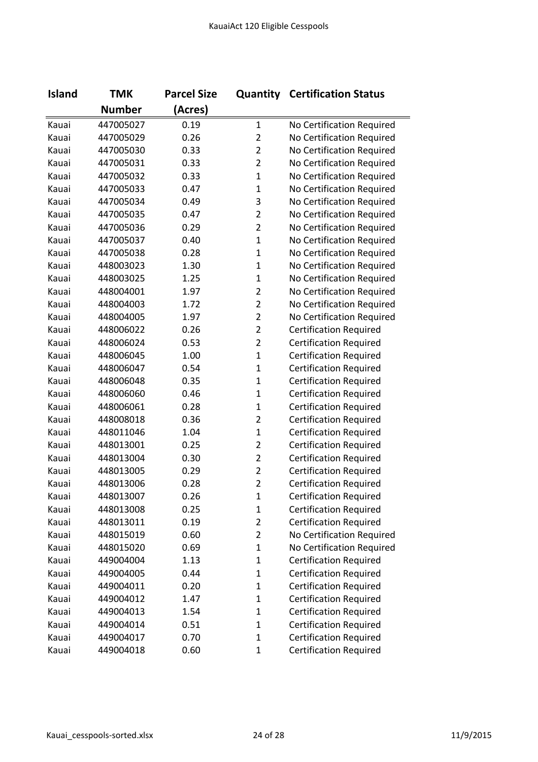| Island | TMK Number | Parcel Size (Acres) | Quantity | Certification Status |
|---|---|---|---|---|
| Kauai | 447005027 | 0.19 | 1 | No Certification Required |
| Kauai | 447005029 | 0.26 | 2 | No Certification Required |
| Kauai | 447005030 | 0.33 | 2 | No Certification Required |
| Kauai | 447005031 | 0.33 | 2 | No Certification Required |
| Kauai | 447005032 | 0.33 | 1 | No Certification Required |
| Kauai | 447005033 | 0.47 | 1 | No Certification Required |
| Kauai | 447005034 | 0.49 | 3 | No Certification Required |
| Kauai | 447005035 | 0.47 | 2 | No Certification Required |
| Kauai | 447005036 | 0.29 | 2 | No Certification Required |
| Kauai | 447005037 | 0.40 | 1 | No Certification Required |
| Kauai | 447005038 | 0.28 | 1 | No Certification Required |
| Kauai | 448003023 | 1.30 | 1 | No Certification Required |
| Kauai | 448003025 | 1.25 | 1 | No Certification Required |
| Kauai | 448004001 | 1.97 | 2 | No Certification Required |
| Kauai | 448004003 | 1.72 | 2 | No Certification Required |
| Kauai | 448004005 | 1.97 | 2 | No Certification Required |
| Kauai | 448006022 | 0.26 | 2 | Certification Required |
| Kauai | 448006024 | 0.53 | 2 | Certification Required |
| Kauai | 448006045 | 1.00 | 1 | Certification Required |
| Kauai | 448006047 | 0.54 | 1 | Certification Required |
| Kauai | 448006048 | 0.35 | 1 | Certification Required |
| Kauai | 448006060 | 0.46 | 1 | Certification Required |
| Kauai | 448006061 | 0.28 | 1 | Certification Required |
| Kauai | 448008018 | 0.36 | 2 | Certification Required |
| Kauai | 448011046 | 1.04 | 1 | Certification Required |
| Kauai | 448013001 | 0.25 | 2 | Certification Required |
| Kauai | 448013004 | 0.30 | 2 | Certification Required |
| Kauai | 448013005 | 0.29 | 2 | Certification Required |
| Kauai | 448013006 | 0.28 | 2 | Certification Required |
| Kauai | 448013007 | 0.26 | 1 | Certification Required |
| Kauai | 448013008 | 0.25 | 1 | Certification Required |
| Kauai | 448013011 | 0.19 | 2 | Certification Required |
| Kauai | 448015019 | 0.60 | 2 | No Certification Required |
| Kauai | 448015020 | 0.69 | 1 | No Certification Required |
| Kauai | 449004004 | 1.13 | 1 | Certification Required |
| Kauai | 449004005 | 0.44 | 1 | Certification Required |
| Kauai | 449004011 | 0.20 | 1 | Certification Required |
| Kauai | 449004012 | 1.47 | 1 | Certification Required |
| Kauai | 449004013 | 1.54 | 1 | Certification Required |
| Kauai | 449004014 | 0.51 | 1 | Certification Required |
| Kauai | 449004017 | 0.70 | 1 | Certification Required |
| Kauai | 449004018 | 0.60 | 1 | Certification Required |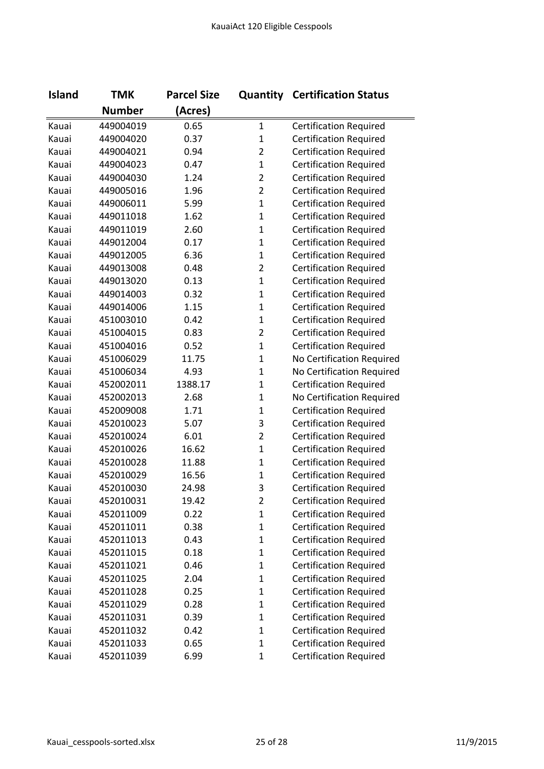KauaiAct 120 Eligible Cesspools

| Island | TMK Number | Parcel Size (Acres) | Quantity | Certification Status |
|---|---|---|---|---|
| Kauai | 449004019 | 0.65 | 1 | Certification Required |
| Kauai | 449004020 | 0.37 | 1 | Certification Required |
| Kauai | 449004021 | 0.94 | 2 | Certification Required |
| Kauai | 449004023 | 0.47 | 1 | Certification Required |
| Kauai | 449004030 | 1.24 | 2 | Certification Required |
| Kauai | 449005016 | 1.96 | 2 | Certification Required |
| Kauai | 449006011 | 5.99 | 1 | Certification Required |
| Kauai | 449011018 | 1.62 | 1 | Certification Required |
| Kauai | 449011019 | 2.60 | 1 | Certification Required |
| Kauai | 449012004 | 0.17 | 1 | Certification Required |
| Kauai | 449012005 | 6.36 | 1 | Certification Required |
| Kauai | 449013008 | 0.48 | 2 | Certification Required |
| Kauai | 449013020 | 0.13 | 1 | Certification Required |
| Kauai | 449014003 | 0.32 | 1 | Certification Required |
| Kauai | 449014006 | 1.15 | 1 | Certification Required |
| Kauai | 451003010 | 0.42 | 1 | Certification Required |
| Kauai | 451004015 | 0.83 | 2 | Certification Required |
| Kauai | 451004016 | 0.52 | 1 | Certification Required |
| Kauai | 451006029 | 11.75 | 1 | No Certification Required |
| Kauai | 451006034 | 4.93 | 1 | No Certification Required |
| Kauai | 452002011 | 1388.17 | 1 | Certification Required |
| Kauai | 452002013 | 2.68 | 1 | No Certification Required |
| Kauai | 452009008 | 1.71 | 1 | Certification Required |
| Kauai | 452010023 | 5.07 | 3 | Certification Required |
| Kauai | 452010024 | 6.01 | 2 | Certification Required |
| Kauai | 452010026 | 16.62 | 1 | Certification Required |
| Kauai | 452010028 | 11.88 | 1 | Certification Required |
| Kauai | 452010029 | 16.56 | 1 | Certification Required |
| Kauai | 452010030 | 24.98 | 3 | Certification Required |
| Kauai | 452010031 | 19.42 | 2 | Certification Required |
| Kauai | 452011009 | 0.22 | 1 | Certification Required |
| Kauai | 452011011 | 0.38 | 1 | Certification Required |
| Kauai | 452011013 | 0.43 | 1 | Certification Required |
| Kauai | 452011015 | 0.18 | 1 | Certification Required |
| Kauai | 452011021 | 0.46 | 1 | Certification Required |
| Kauai | 452011025 | 2.04 | 1 | Certification Required |
| Kauai | 452011028 | 0.25 | 1 | Certification Required |
| Kauai | 452011029 | 0.28 | 1 | Certification Required |
| Kauai | 452011031 | 0.39 | 1 | Certification Required |
| Kauai | 452011032 | 0.42 | 1 | Certification Required |
| Kauai | 452011033 | 0.65 | 1 | Certification Required |
| Kauai | 452011039 | 6.99 | 1 | Certification Required |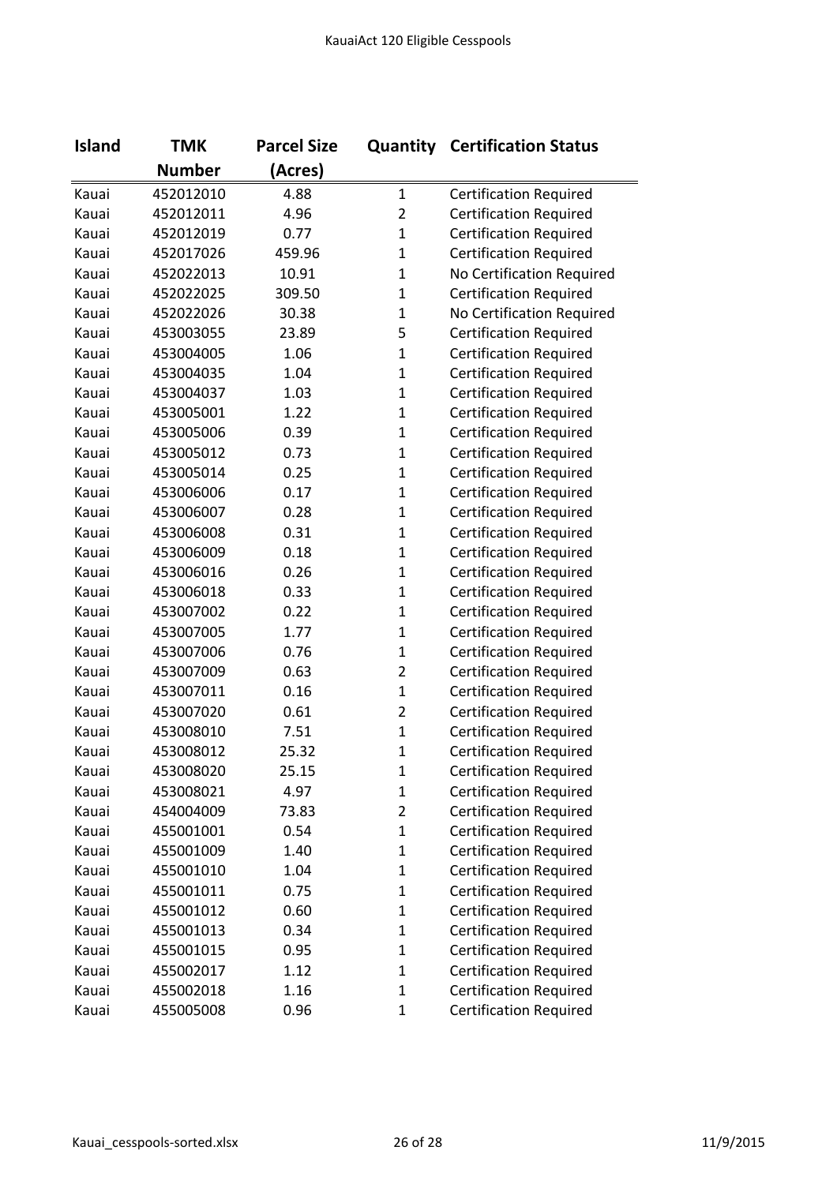| Island | TMK Number | Parcel Size (Acres) | Quantity | Certification Status |
|---|---|---|---|---|
| Kauai | 452012010 | 4.88 | 1 | Certification Required |
| Kauai | 452012011 | 4.96 | 2 | Certification Required |
| Kauai | 452012019 | 0.77 | 1 | Certification Required |
| Kauai | 452017026 | 459.96 | 1 | Certification Required |
| Kauai | 452022013 | 10.91 | 1 | No Certification Required |
| Kauai | 452022025 | 309.50 | 1 | Certification Required |
| Kauai | 452022026 | 30.38 | 1 | No Certification Required |
| Kauai | 453003055 | 23.89 | 5 | Certification Required |
| Kauai | 453004005 | 1.06 | 1 | Certification Required |
| Kauai | 453004035 | 1.04 | 1 | Certification Required |
| Kauai | 453004037 | 1.03 | 1 | Certification Required |
| Kauai | 453005001 | 1.22 | 1 | Certification Required |
| Kauai | 453005006 | 0.39 | 1 | Certification Required |
| Kauai | 453005012 | 0.73 | 1 | Certification Required |
| Kauai | 453005014 | 0.25 | 1 | Certification Required |
| Kauai | 453006006 | 0.17 | 1 | Certification Required |
| Kauai | 453006007 | 0.28 | 1 | Certification Required |
| Kauai | 453006008 | 0.31 | 1 | Certification Required |
| Kauai | 453006009 | 0.18 | 1 | Certification Required |
| Kauai | 453006016 | 0.26 | 1 | Certification Required |
| Kauai | 453006018 | 0.33 | 1 | Certification Required |
| Kauai | 453007002 | 0.22 | 1 | Certification Required |
| Kauai | 453007005 | 1.77 | 1 | Certification Required |
| Kauai | 453007006 | 0.76 | 1 | Certification Required |
| Kauai | 453007009 | 0.63 | 2 | Certification Required |
| Kauai | 453007011 | 0.16 | 1 | Certification Required |
| Kauai | 453007020 | 0.61 | 2 | Certification Required |
| Kauai | 453008010 | 7.51 | 1 | Certification Required |
| Kauai | 453008012 | 25.32 | 1 | Certification Required |
| Kauai | 453008020 | 25.15 | 1 | Certification Required |
| Kauai | 453008021 | 4.97 | 1 | Certification Required |
| Kauai | 454004009 | 73.83 | 2 | Certification Required |
| Kauai | 455001001 | 0.54 | 1 | Certification Required |
| Kauai | 455001009 | 1.40 | 1 | Certification Required |
| Kauai | 455001010 | 1.04 | 1 | Certification Required |
| Kauai | 455001011 | 0.75 | 1 | Certification Required |
| Kauai | 455001012 | 0.60 | 1 | Certification Required |
| Kauai | 455001013 | 0.34 | 1 | Certification Required |
| Kauai | 455001015 | 0.95 | 1 | Certification Required |
| Kauai | 455002017 | 1.12 | 1 | Certification Required |
| Kauai | 455002018 | 1.16 | 1 | Certification Required |
| Kauai | 455005008 | 0.96 | 1 | Certification Required |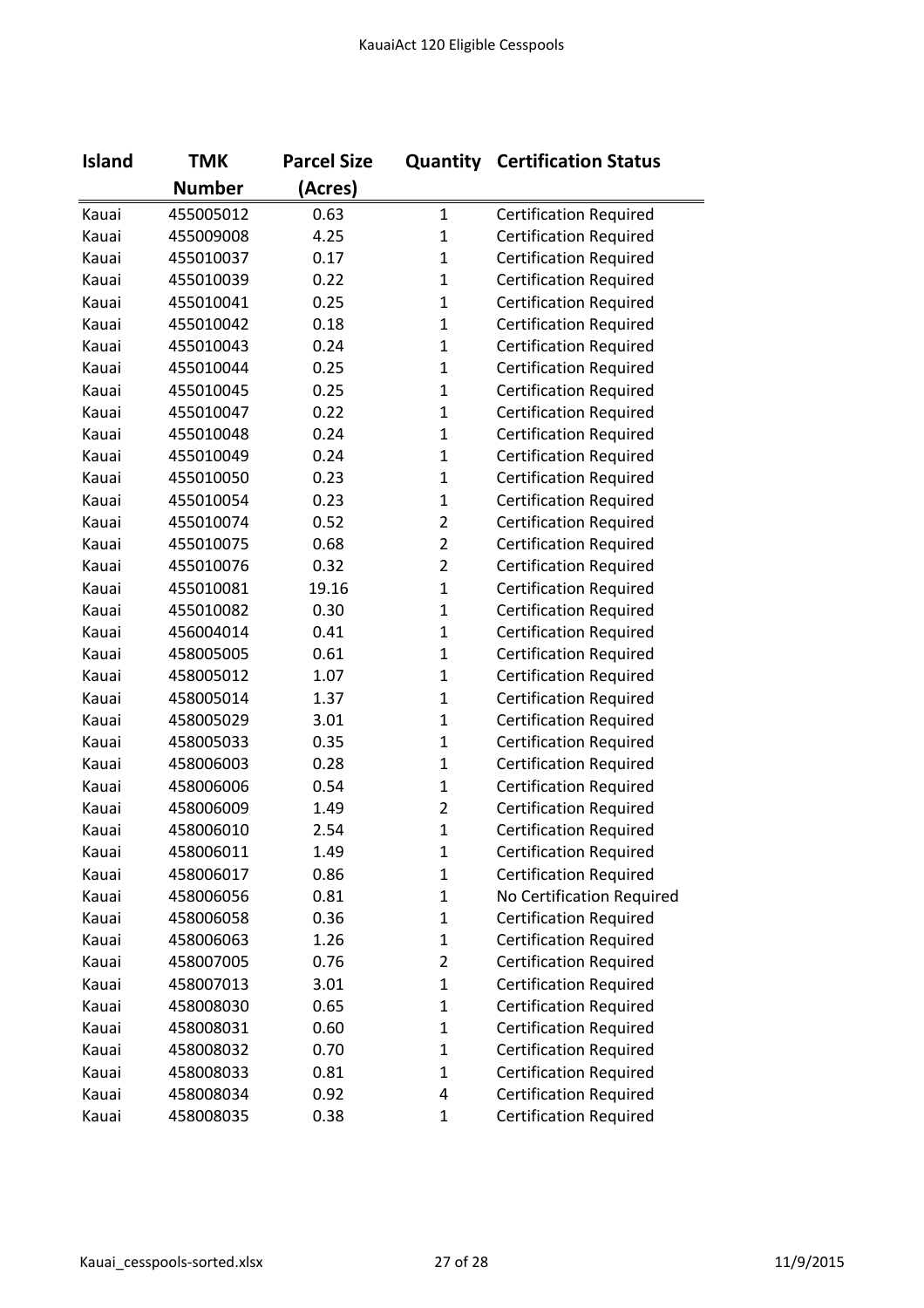| Island | TMK Number | Parcel Size (Acres) | Quantity | Certification Status |
|---|---|---|---|---|
| Kauai | 455005012 | 0.63 | 1 | Certification Required |
| Kauai | 455009008 | 4.25 | 1 | Certification Required |
| Kauai | 455010037 | 0.17 | 1 | Certification Required |
| Kauai | 455010039 | 0.22 | 1 | Certification Required |
| Kauai | 455010041 | 0.25 | 1 | Certification Required |
| Kauai | 455010042 | 0.18 | 1 | Certification Required |
| Kauai | 455010043 | 0.24 | 1 | Certification Required |
| Kauai | 455010044 | 0.25 | 1 | Certification Required |
| Kauai | 455010045 | 0.25 | 1 | Certification Required |
| Kauai | 455010047 | 0.22 | 1 | Certification Required |
| Kauai | 455010048 | 0.24 | 1 | Certification Required |
| Kauai | 455010049 | 0.24 | 1 | Certification Required |
| Kauai | 455010050 | 0.23 | 1 | Certification Required |
| Kauai | 455010054 | 0.23 | 1 | Certification Required |
| Kauai | 455010074 | 0.52 | 2 | Certification Required |
| Kauai | 455010075 | 0.68 | 2 | Certification Required |
| Kauai | 455010076 | 0.32 | 2 | Certification Required |
| Kauai | 455010081 | 19.16 | 1 | Certification Required |
| Kauai | 455010082 | 0.30 | 1 | Certification Required |
| Kauai | 456004014 | 0.41 | 1 | Certification Required |
| Kauai | 458005005 | 0.61 | 1 | Certification Required |
| Kauai | 458005012 | 1.07 | 1 | Certification Required |
| Kauai | 458005014 | 1.37 | 1 | Certification Required |
| Kauai | 458005029 | 3.01 | 1 | Certification Required |
| Kauai | 458005033 | 0.35 | 1 | Certification Required |
| Kauai | 458006003 | 0.28 | 1 | Certification Required |
| Kauai | 458006006 | 0.54 | 1 | Certification Required |
| Kauai | 458006009 | 1.49 | 2 | Certification Required |
| Kauai | 458006010 | 2.54 | 1 | Certification Required |
| Kauai | 458006011 | 1.49 | 1 | Certification Required |
| Kauai | 458006017 | 0.86 | 1 | Certification Required |
| Kauai | 458006056 | 0.81 | 1 | No Certification Required |
| Kauai | 458006058 | 0.36 | 1 | Certification Required |
| Kauai | 458006063 | 1.26 | 1 | Certification Required |
| Kauai | 458007005 | 0.76 | 2 | Certification Required |
| Kauai | 458007013 | 3.01 | 1 | Certification Required |
| Kauai | 458008030 | 0.65 | 1 | Certification Required |
| Kauai | 458008031 | 0.60 | 1 | Certification Required |
| Kauai | 458008032 | 0.70 | 1 | Certification Required |
| Kauai | 458008033 | 0.81 | 1 | Certification Required |
| Kauai | 458008034 | 0.92 | 4 | Certification Required |
| Kauai | 458008035 | 0.38 | 1 | Certification Required |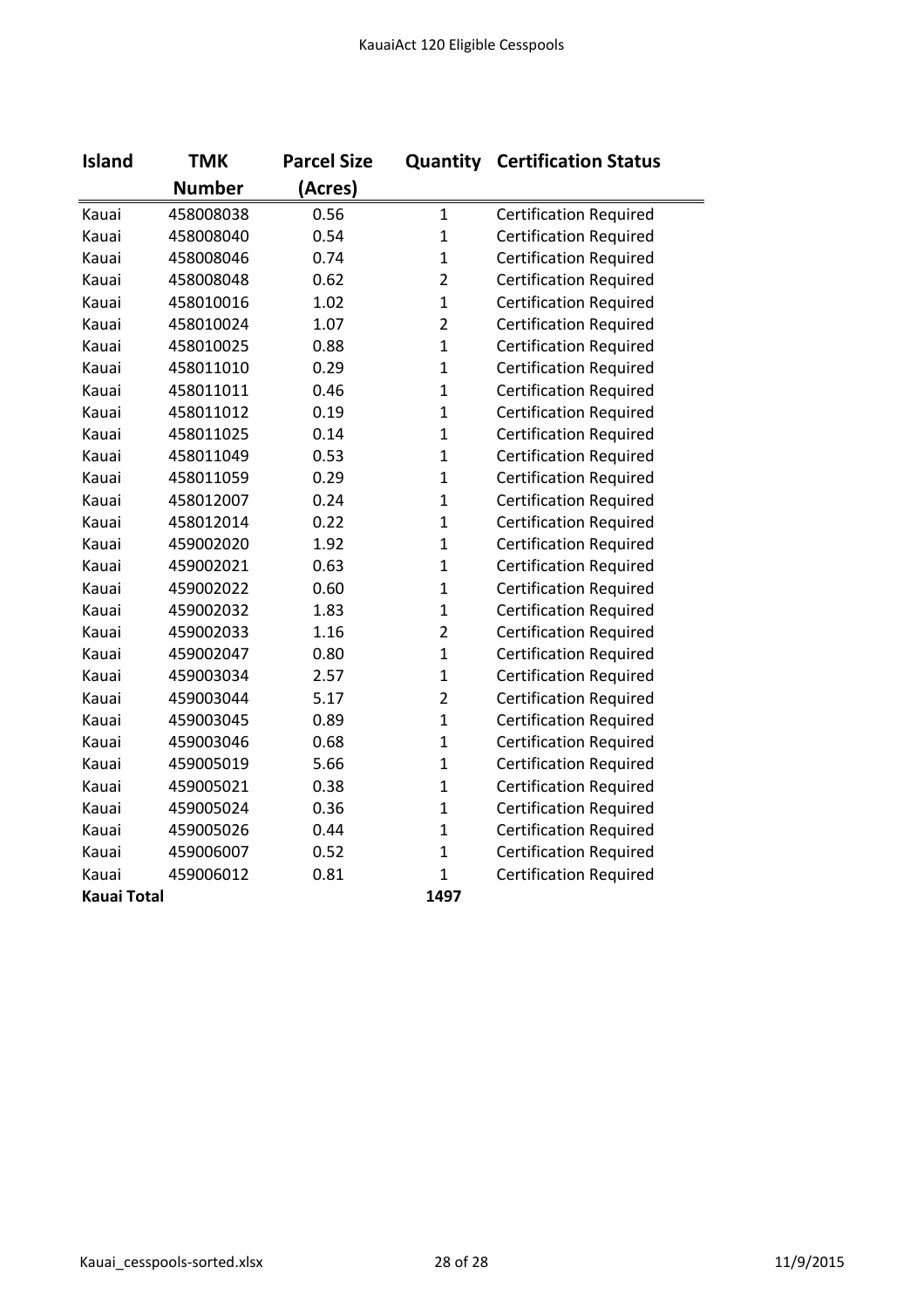| Island | TMK Number | Parcel Size (Acres) | Quantity | Certification Status |
|---|---|---|---|---|
| Kauai | 458008038 | 0.56 | 1 | Certification Required |
| Kauai | 458008040 | 0.54 | 1 | Certification Required |
| Kauai | 458008046 | 0.74 | 1 | Certification Required |
| Kauai | 458008048 | 0.62 | 2 | Certification Required |
| Kauai | 458010016 | 1.02 | 1 | Certification Required |
| Kauai | 458010024 | 1.07 | 2 | Certification Required |
| Kauai | 458010025 | 0.88 | 1 | Certification Required |
| Kauai | 458011010 | 0.29 | 1 | Certification Required |
| Kauai | 458011011 | 0.46 | 1 | Certification Required |
| Kauai | 458011012 | 0.19 | 1 | Certification Required |
| Kauai | 458011025 | 0.14 | 1 | Certification Required |
| Kauai | 458011049 | 0.53 | 1 | Certification Required |
| Kauai | 458011059 | 0.29 | 1 | Certification Required |
| Kauai | 458012007 | 0.24 | 1 | Certification Required |
| Kauai | 458012014 | 0.22 | 1 | Certification Required |
| Kauai | 459002020 | 1.92 | 1 | Certification Required |
| Kauai | 459002021 | 0.63 | 1 | Certification Required |
| Kauai | 459002022 | 0.60 | 1 | Certification Required |
| Kauai | 459002032 | 1.83 | 1 | Certification Required |
| Kauai | 459002033 | 1.16 | 2 | Certification Required |
| Kauai | 459002047 | 0.80 | 1 | Certification Required |
| Kauai | 459003034 | 2.57 | 1 | Certification Required |
| Kauai | 459003044 | 5.17 | 2 | Certification Required |
| Kauai | 459003045 | 0.89 | 1 | Certification Required |
| Kauai | 459003046 | 0.68 | 1 | Certification Required |
| Kauai | 459005019 | 5.66 | 1 | Certification Required |
| Kauai | 459005021 | 0.38 | 1 | Certification Required |
| Kauai | 459005024 | 0.36 | 1 | Certification Required |
| Kauai | 459005026 | 0.44 | 1 | Certification Required |
| Kauai | 459006007 | 0.52 | 1 | Certification Required |
| Kauai | 459006012 | 0.81 | 1 | Certification Required |
| **Kauai Total** | | | **1497** | |